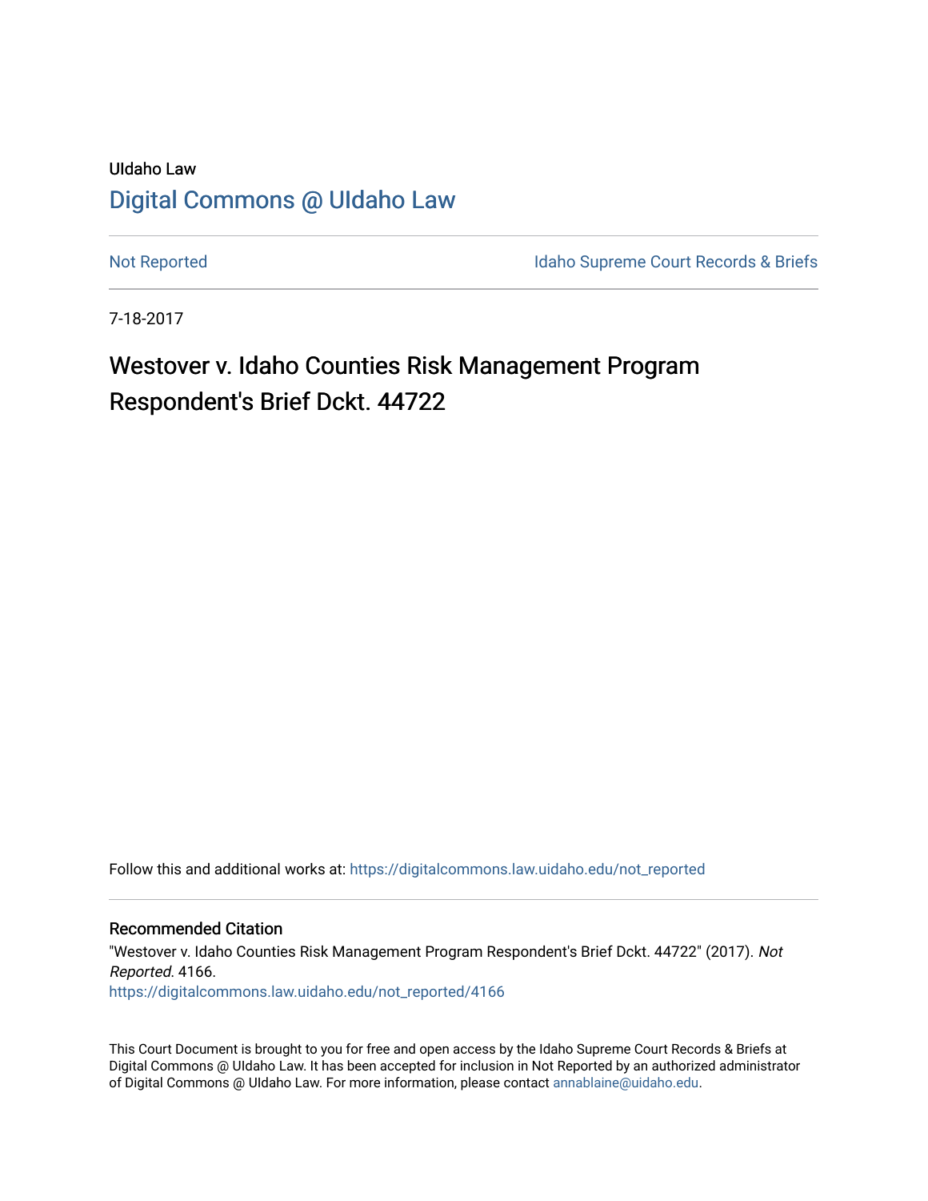UIdaho Law

# Digital Commons @ UIdaho Law

Not Reported | Idaho Supreme Court Records & Briefs

7-18-2017

# Westover v. Idaho Counties Risk Management Program Respondent's Brief Dckt. 44722

Follow this and additional works at: https://digitalcommons.law.uidaho.edu/not_reported

## Recommended Citation

"Westover v. Idaho Counties Risk Management Program Respondent's Brief Dckt. 44722" (2017). *Not Reported*. 4166.
https://digitalcommons.law.uidaho.edu/not_reported/4166

This Court Document is brought to you for free and open access by the Idaho Supreme Court Records & Briefs at Digital Commons @ UIdaho Law. It has been accepted for inclusion in Not Reported by an authorized administrator of Digital Commons @ UIdaho Law. For more information, please contact annablaine@uidaho.edu.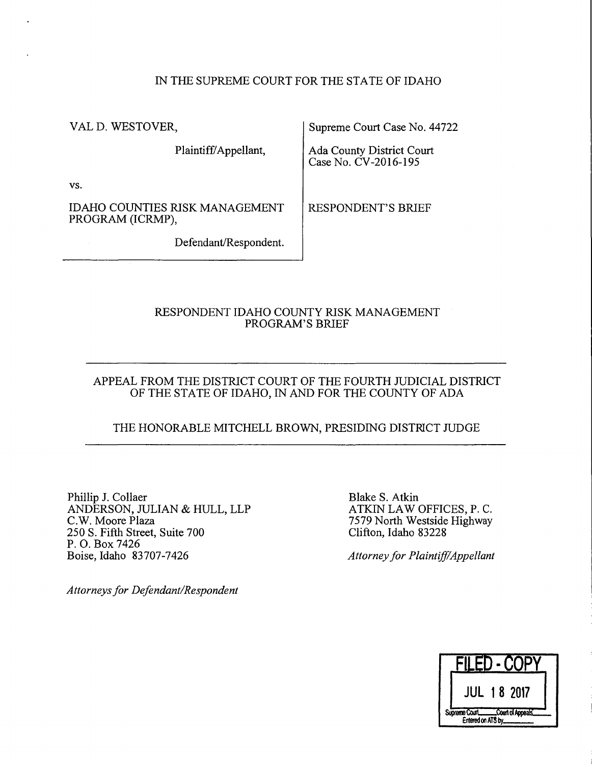IN THE SUPREME COURT FOR THE STATE OF IDAHO

| | |
|---|---|
| VAL D. WESTOVER,<br><br>Plaintiff/Appellant,<br><br>vs.<br><br>IDAHO COUNTIES RISK MANAGEMENT PROGRAM (ICRMP),<br><br>Defendant/Respondent. | Supreme Court Case No. 44722<br><br>Ada County District Court Case No. CV-2016-195<br><br>RESPONDENT'S BRIEF |

RESPONDENT IDAHO COUNTY RISK MANAGEMENT PROGRAM'S BRIEF

---

APPEAL FROM THE DISTRICT COURT OF THE FOURTH JUDICIAL DISTRICT OF THE STATE OF IDAHO, IN AND FOR THE COUNTY OF ADA

THE HONORABLE MITCHELL BROWN, PRESIDING DISTRICT JUDGE

---

Phillip J. Collaer
ANDERSON, JULIAN & HULL, LLP
C.W. Moore Plaza
250 S. Fifth Street, Suite 700
P. O. Box 7426
Boise, Idaho 83707-7426

*Attorneys for Defendant/Respondent*

Blake S. Atkin
ATKIN LAW OFFICES, P. C.
7579 North Westside Highway
Clifton, Idaho 83228

*Attorney for Plaintiff/Appellant*

FILED - COPY
JUL 18 2017
Supreme Court ____ Court of Appeals ____
Entered on ATS by ____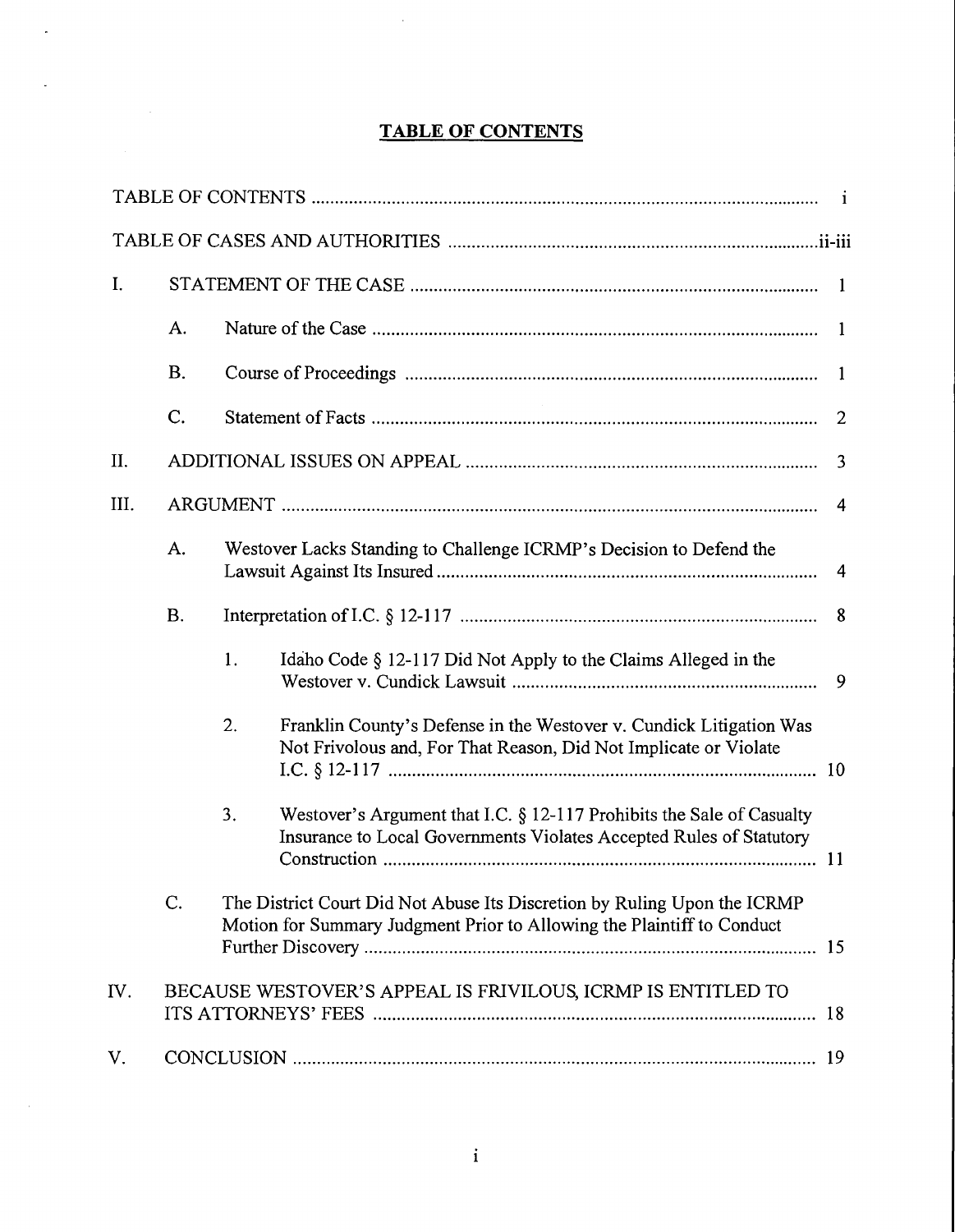# TABLE OF CONTENTS

| | | | | |
|---|---|---|---|---|
| TABLE OF CONTENTS | | | | i |
| TABLE OF CASES AND AUTHORITIES | | | | ii-iii |
| I. | STATEMENT OF THE CASE | | | 1 |
| | A. | Nature of the Case | | 1 |
| | B. | Course of Proceedings | | 1 |
| | C. | Statement of Facts | | 2 |
| II. | ADDITIONAL ISSUES ON APPEAL | | | 3 |
| III. | ARGUMENT | | | 4 |
| | A. | Westover Lacks Standing to Challenge ICRMP's Decision to Defend the Lawsuit Against Its Insured | | 4 |
| | B. | Interpretation of I.C. § 12-117 | | 8 |
| | | 1. | Idaho Code § 12-117 Did Not Apply to the Claims Alleged in the Westover v. Cundick Lawsuit | 9 |
| | | 2. | Franklin County's Defense in the Westover v. Cundick Litigation Was Not Frivolous and, For That Reason, Did Not Implicate or Violate I.C. § 12-117 | 10 |
| | | 3. | Westover's Argument that I.C. § 12-117 Prohibits the Sale of Casualty Insurance to Local Governments Violates Accepted Rules of Statutory Construction | 11 |
| | C. | The District Court Did Not Abuse Its Discretion by Ruling Upon the ICRMP Motion for Summary Judgment Prior to Allowing the Plaintiff to Conduct Further Discovery | | 15 |
| IV. | BECAUSE WESTOVER'S APPEAL IS FRIVILOUS, ICRMP IS ENTITLED TO ITS ATTORNEYS' FEES | | | 18 |
| V. | CONCLUSION | | | 19 |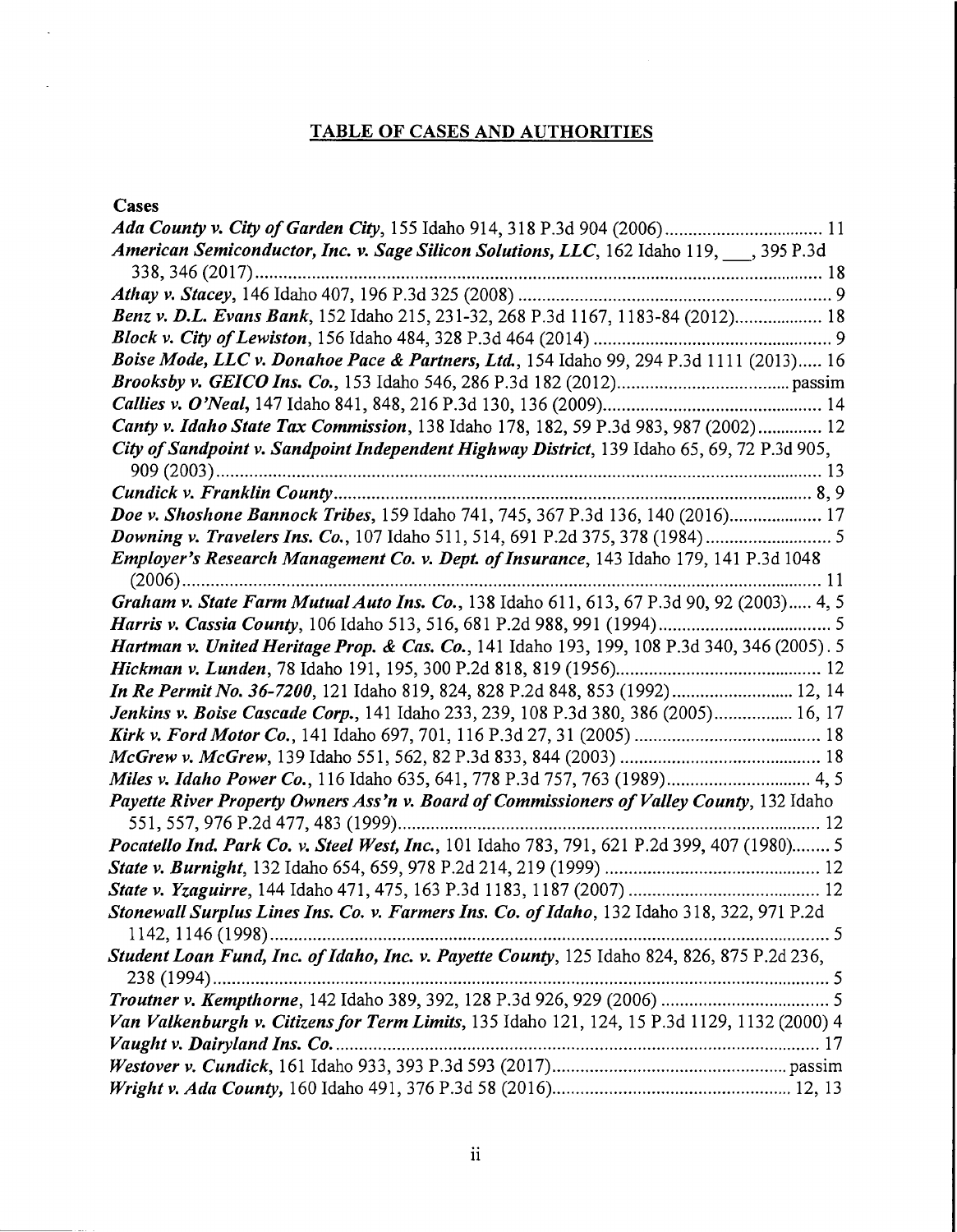## TABLE OF CASES AND AUTHORITIES

**Cases**

*Ada County v. City of Garden City*, 155 Idaho 914, 318 P.3d 904 (2006) .................................. 11

*American Semiconductor, Inc. v. Sage Silicon Solutions, LLC*, 162 Idaho 119, ___, 395 P.3d 338, 346 (2017) .................................................................................................................. 18

*Athay v. Stacey*, 146 Idaho 407, 196 P.3d 325 (2008) .................................................................. 9

*Benz v. D.L. Evans Bank*, 152 Idaho 215, 231-32, 268 P.3d 1167, 1183-84 (2012).................. 18

*Block v. City of Lewiston*, 156 Idaho 484, 328 P.3d 464 (2014) .................................................. 9

*Boise Mode, LLC v. Donahoe Pace & Partners, Ltd.*, 154 Idaho 99, 294 P.3d 1111 (2013)..... 16

*Brooksby v. GEICO Ins. Co.*, 153 Idaho 546, 286 P.3d 182 (2012)..................................... passim

*Callies v. O'Neal*, 147 Idaho 841, 848, 216 P.3d 130, 136 (2009).............................................. 14

*Canty v. Idaho State Tax Commission*, 138 Idaho 178, 182, 59 P.3d 983, 987 (2002)............. 12

*City of Sandpoint v. Sandpoint Independent Highway District*, 139 Idaho 65, 69, 72 P.3d 905, 909 (2003) ........................................................................................................................ 13

*Cundick v. Franklin County* ...................................................................................................... 8, 9

*Doe v. Shoshone Bannock Tribes*, 159 Idaho 741, 745, 367 P.3d 136, 140 (2016).................... 17

*Downing v. Travelers Ins. Co.*, 107 Idaho 511, 514, 691 P.2d 375, 378 (1984) .......................... 5

*Employer's Research Management Co. v. Dept. of Insurance*, 143 Idaho 179, 141 P.3d 1048 (2006) ........................................................................................................................ 11

*Graham v. State Farm Mutual Auto Ins. Co.*, 138 Idaho 611, 613, 67 P.3d 90, 92 (2003)..... 4, 5

*Harris v. Cassia County*, 106 Idaho 513, 516, 681 P.2d 988, 991 (1994).................................... 5

*Hartman v. United Heritage Prop. & Cas. Co.*, 141 Idaho 193, 199, 108 P.3d 340, 346 (2005). 5

*Hickman v. Lunden*, 78 Idaho 191, 195, 300 P.2d 818, 819 (1956).......................................... 12

*In Re Permit No. 36-7200*, 121 Idaho 819, 824, 828 P.2d 848, 853 (1992).......................... 12, 14

*Jenkins v. Boise Cascade Corp.*, 141 Idaho 233, 239, 108 P.3d 380, 386 (2005)................. 16, 17

*Kirk v. Ford Motor Co.*, 141 Idaho 697, 701, 116 P.3d 27, 31 (2005) ....................................... 18

*McGrew v. McGrew*, 139 Idaho 551, 562, 82 P.3d 833, 844 (2003) .......................................... 18

*Miles v. Idaho Power Co.*, 116 Idaho 635, 641, 778 P.3d 757, 763 (1989).............................. 4, 5

*Payette River Property Owners Ass'n v. Board of Commissioners of Valley County*, 132 Idaho 551, 557, 976 P.2d 477, 483 (1999)......................................................................................... 12

*Pocatello Ind. Park Co. v. Steel West, Inc.*, 101 Idaho 783, 791, 621 P.2d 399, 407 (1980)........ 5

*State v. Burnight*, 132 Idaho 654, 659, 978 P.2d 214, 219 (1999) ............................................. 12

*State v. Yzaguirre*, 144 Idaho 471, 475, 163 P.3d 1183, 1187 (2007) ........................................ 12

*Stonewall Surplus Lines Ins. Co. v. Farmers Ins. Co. of Idaho*, 132 Idaho 318, 322, 971 P.2d 1142, 1146 (1998) ...................................................................................................................... 5

*Student Loan Fund, Inc. of Idaho, Inc. v. Payette County*, 125 Idaho 824, 826, 875 P.2d 236, 238 (1994) ................................................................................................................................ 5

*Troutner v. Kempthorne*, 142 Idaho 389, 392, 128 P.3d 926, 929 (2006) .................................... 5

*Van Valkenburgh v. Citizens for Term Limits*, 135 Idaho 121, 124, 15 P.3d 1129, 1132 (2000) 4

*Vaught v. Dairyland Ins. Co.* ....................................................................................................... 17

*Westover v. Cundick*, 161 Idaho 933, 393 P.3d 593 (2017).................................................. passim

*Wright v. Ada County*, 160 Idaho 491, 376 P.3d 58 (2016).................................................. 12, 13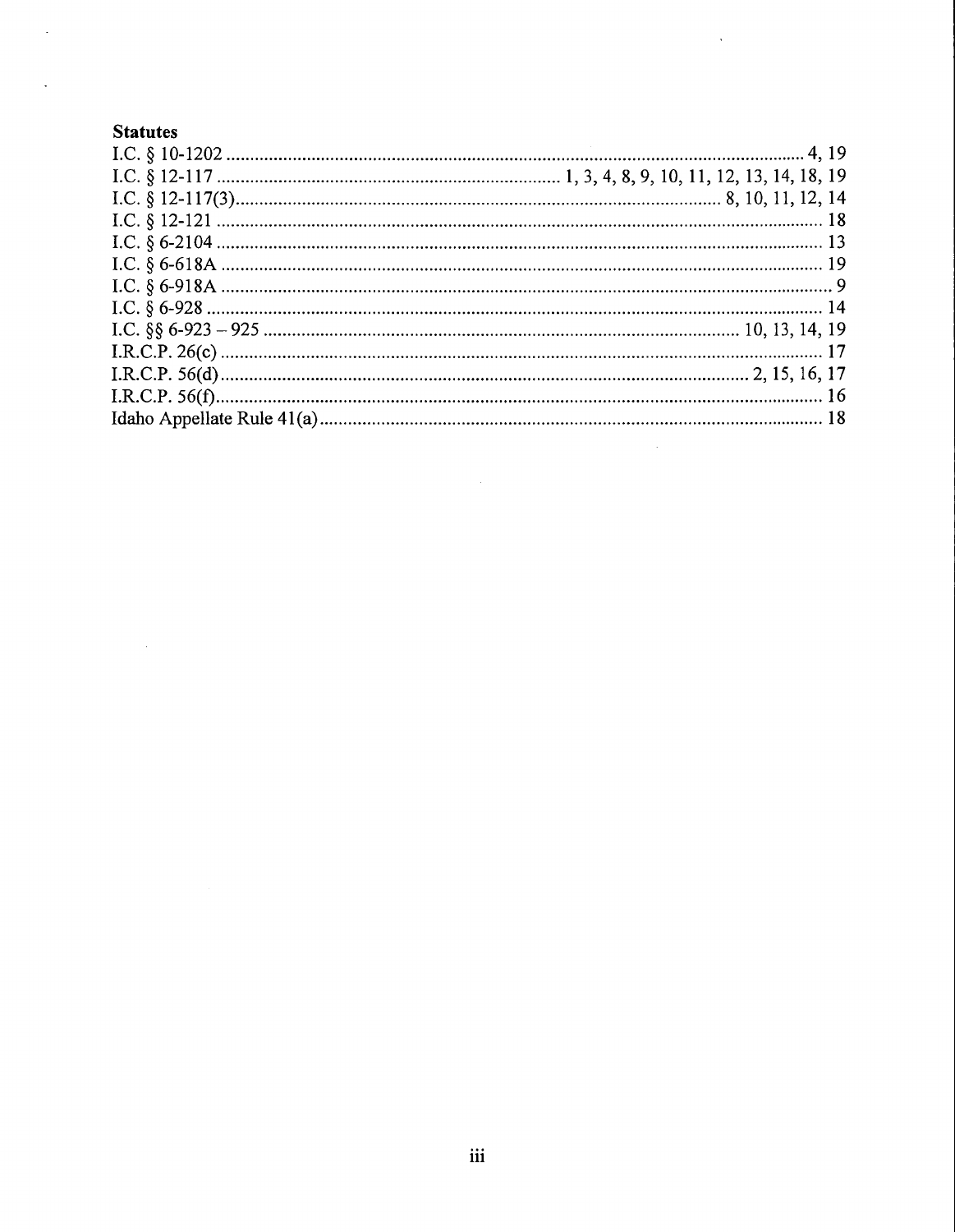**Statutes**

I.C. § 10-1202 .......... 4, 19
I.C. § 12-117 .......... 1, 3, 4, 8, 9, 10, 11, 12, 13, 14, 18, 19
I.C. § 12-117(3) .......... 8, 10, 11, 12, 14
I.C. § 12-121 .......... 18
I.C. § 6-2104 .......... 13
I.C. § 6-618A .......... 19
I.C. § 6-918A .......... 9
I.C. § 6-928 .......... 14
I.C. §§ 6-923 – 925 .......... 10, 13, 14, 19
I.R.C.P. 26(c) .......... 17
I.R.C.P. 56(d) .......... 2, 15, 16, 17
I.R.C.P. 56(f) .......... 16
Idaho Appellate Rule 41(a) .......... 18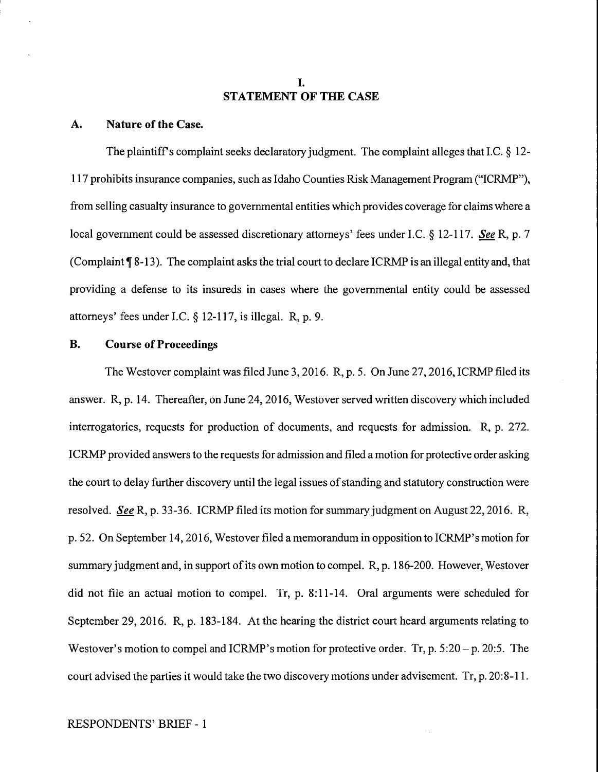# I.
# STATEMENT OF THE CASE

## A. Nature of the Case.

The plaintiff's complaint seeks declaratory judgment. The complaint alleges that I.C. § 12-117 prohibits insurance companies, such as Idaho Counties Risk Management Program ("ICRMP"), from selling casualty insurance to governmental entities which provides coverage for claims where a local government could be assessed discretionary attorneys' fees under I.C. § 12-117. ***See*** R, p. 7 (Complaint ¶ 8-13). The complaint asks the trial court to declare ICRMP is an illegal entity and, that providing a defense to its insureds in cases where the governmental entity could be assessed attorneys' fees under I.C. § 12-117, is illegal. R, p. 9.

## B. Course of Proceedings

The Westover complaint was filed June 3, 2016. R, p. 5. On June 27, 2016, ICRMP filed its answer. R, p. 14. Thereafter, on June 24, 2016, Westover served written discovery which included interrogatories, requests for production of documents, and requests for admission. R, p. 272. ICRMP provided answers to the requests for admission and filed a motion for protective order asking the court to delay further discovery until the legal issues of standing and statutory construction were resolved. ***See*** R, p. 33-36. ICRMP filed its motion for summary judgment on August 22, 2016. R, p. 52. On September 14, 2016, Westover filed a memorandum in opposition to ICRMP's motion for summary judgment and, in support of its own motion to compel. R, p. 186-200. However, Westover did not file an actual motion to compel. Tr, p. 8:11-14. Oral arguments were scheduled for September 29, 2016. R, p. 183-184. At the hearing the district court heard arguments relating to Westover's motion to compel and ICRMP's motion for protective order. Tr, p. 5:20 – p. 20:5. The court advised the parties it would take the two discovery motions under advisement. Tr, p. 20:8-11.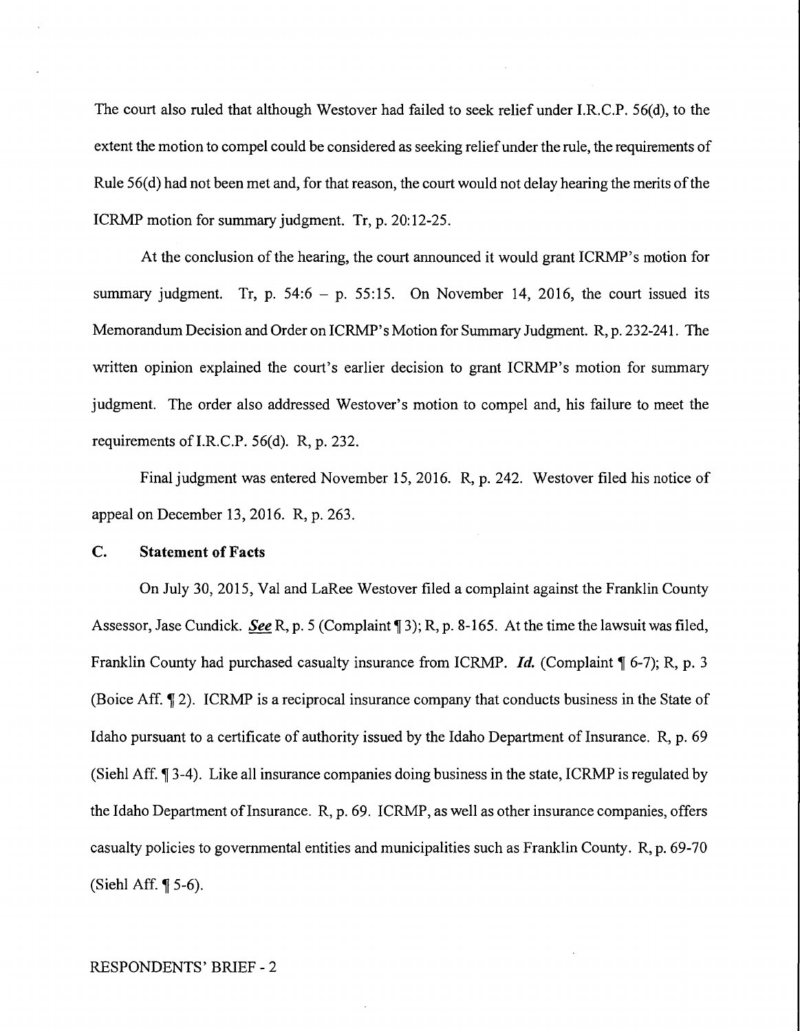The court also ruled that although Westover had failed to seek relief under I.R.C.P. 56(d), to the extent the motion to compel could be considered as seeking relief under the rule, the requirements of Rule 56(d) had not been met and, for that reason, the court would not delay hearing the merits of the ICRMP motion for summary judgment. Tr, p. 20:12-25.

At the conclusion of the hearing, the court announced it would grant ICRMP's motion for summary judgment. Tr, p. 54:6 – p. 55:15. On November 14, 2016, the court issued its Memorandum Decision and Order on ICRMP's Motion for Summary Judgment. R, p. 232-241. The written opinion explained the court's earlier decision to grant ICRMP's motion for summary judgment. The order also addressed Westover's motion to compel and, his failure to meet the requirements of I.R.C.P. 56(d). R, p. 232.

Final judgment was entered November 15, 2016. R, p. 242. Westover filed his notice of appeal on December 13, 2016. R, p. 263.

### C. Statement of Facts

On July 30, 2015, Val and LaRee Westover filed a complaint against the Franklin County Assessor, Jase Cundick. ***See*** R, p. 5 (Complaint ¶ 3); R, p. 8-165. At the time the lawsuit was filed, Franklin County had purchased casualty insurance from ICRMP. ***Id.*** (Complaint ¶ 6-7); R, p. 3 (Boice Aff. ¶ 2). ICRMP is a reciprocal insurance company that conducts business in the State of Idaho pursuant to a certificate of authority issued by the Idaho Department of Insurance. R, p. 69 (Siehl Aff. ¶ 3-4). Like all insurance companies doing business in the state, ICRMP is regulated by the Idaho Department of Insurance. R, p. 69. ICRMP, as well as other insurance companies, offers casualty policies to governmental entities and municipalities such as Franklin County. R, p. 69-70 (Siehl Aff. ¶ 5-6).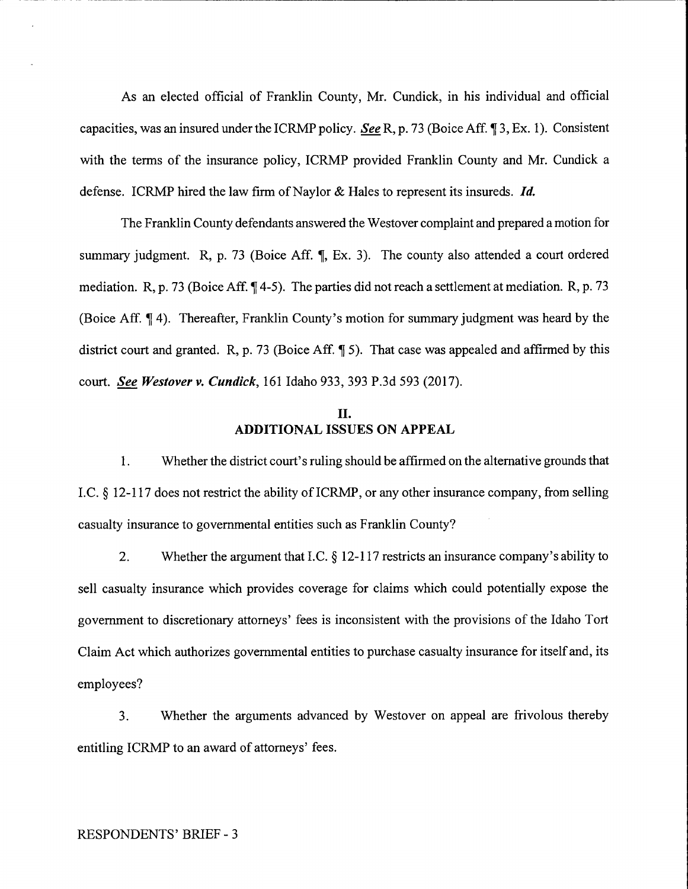As an elected official of Franklin County, Mr. Cundick, in his individual and official capacities, was an insured under the ICRMP policy. ***See*** R, p. 73 (Boice Aff. ¶ 3, Ex. 1). Consistent with the terms of the insurance policy, ICRMP provided Franklin County and Mr. Cundick a defense. ICRMP hired the law firm of Naylor & Hales to represent its insureds. ***Id.***

The Franklin County defendants answered the Westover complaint and prepared a motion for summary judgment. R, p. 73 (Boice Aff. ¶, Ex. 3). The county also attended a court ordered mediation. R, p. 73 (Boice Aff. ¶ 4-5). The parties did not reach a settlement at mediation. R, p. 73 (Boice Aff. ¶ 4). Thereafter, Franklin County's motion for summary judgment was heard by the district court and granted. R, p. 73 (Boice Aff. ¶ 5). That case was appealed and affirmed by this court. ***See Westover v. Cundick***, 161 Idaho 933, 393 P.3d 593 (2017).

## II.
## ADDITIONAL ISSUES ON APPEAL

1. Whether the district court's ruling should be affirmed on the alternative grounds that I.C. § 12-117 does not restrict the ability of ICRMP, or any other insurance company, from selling casualty insurance to governmental entities such as Franklin County?

2. Whether the argument that I.C. § 12-117 restricts an insurance company's ability to sell casualty insurance which provides coverage for claims which could potentially expose the government to discretionary attorneys' fees is inconsistent with the provisions of the Idaho Tort Claim Act which authorizes governmental entities to purchase casualty insurance for itself and, its employees?

3. Whether the arguments advanced by Westover on appeal are frivolous thereby entitling ICRMP to an award of attorneys' fees.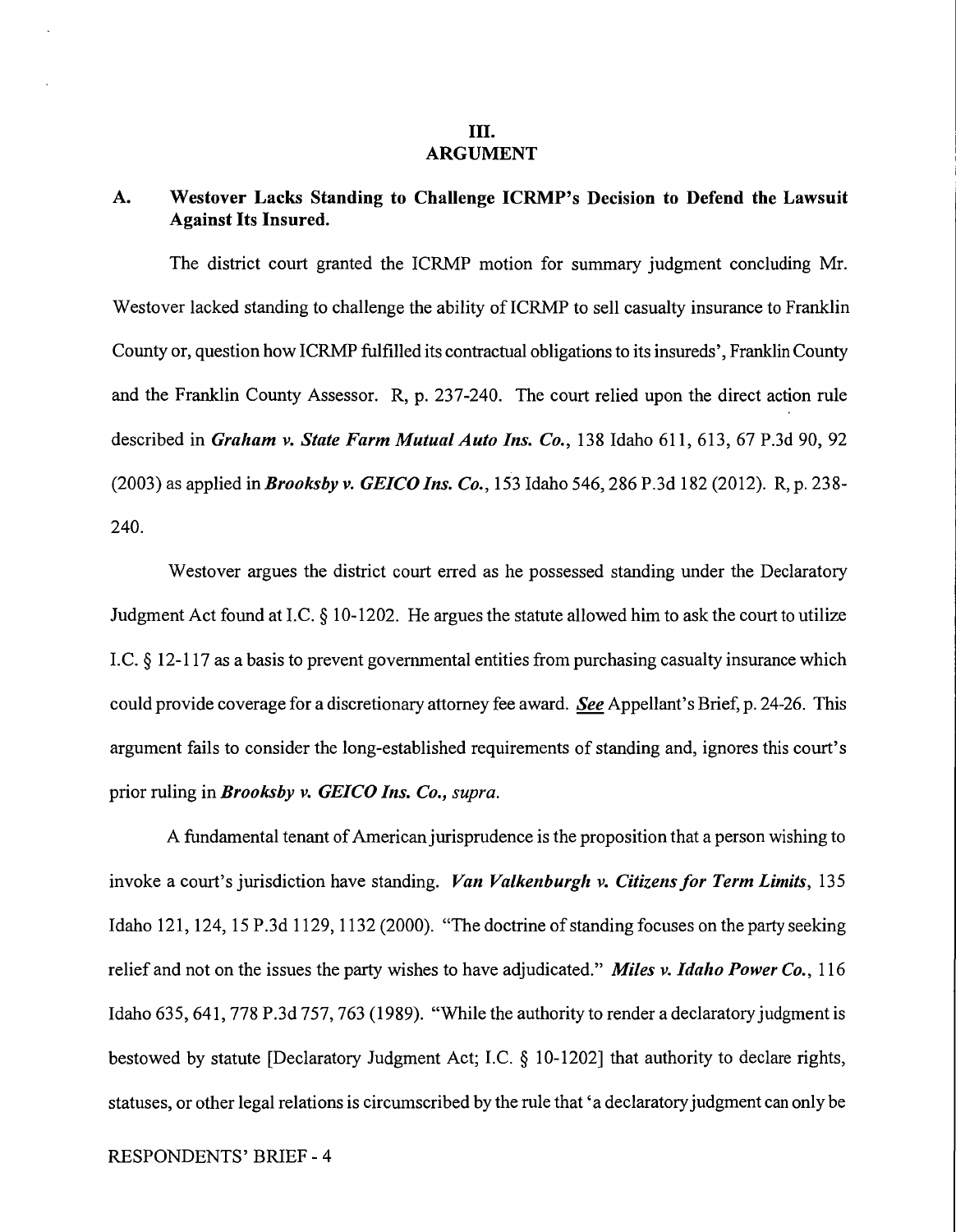# III.
# ARGUMENT

## A. Westover Lacks Standing to Challenge ICRMP's Decision to Defend the Lawsuit Against Its Insured.

The district court granted the ICRMP motion for summary judgment concluding Mr. Westover lacked standing to challenge the ability of ICRMP to sell casualty insurance to Franklin County or, question how ICRMP fulfilled its contractual obligations to its insureds', Franklin County and the Franklin County Assessor. R, p. 237-240. The court relied upon the direct action rule described in ***Graham v. State Farm Mutual Auto Ins. Co.***, 138 Idaho 611, 613, 67 P.3d 90, 92 (2003) as applied in ***Brooksby v. GEICO Ins. Co.***, 153 Idaho 546, 286 P.3d 182 (2012). R, p. 238-240.

Westover argues the district court erred as he possessed standing under the Declaratory Judgment Act found at I.C. § 10-1202. He argues the statute allowed him to ask the court to utilize I.C. § 12-117 as a basis to prevent governmental entities from purchasing casualty insurance which could provide coverage for a discretionary attorney fee award. ***See*** Appellant's Brief, p. 24-26. This argument fails to consider the long-established requirements of standing and, ignores this court's prior ruling in ***Brooksby v. GEICO Ins. Co., supra.***

A fundamental tenant of American jurisprudence is the proposition that a person wishing to invoke a court's jurisdiction have standing. ***Van Valkenburgh v. Citizens for Term Limits***, 135 Idaho 121, 124, 15 P.3d 1129, 1132 (2000). "The doctrine of standing focuses on the party seeking relief and not on the issues the party wishes to have adjudicated." ***Miles v. Idaho Power Co.***, 116 Idaho 635, 641, 778 P.3d 757, 763 (1989). "While the authority to render a declaratory judgment is bestowed by statute [Declaratory Judgment Act; I.C. § 10-1202] that authority to declare rights, statuses, or other legal relations is circumscribed by the rule that 'a declaratory judgment can only be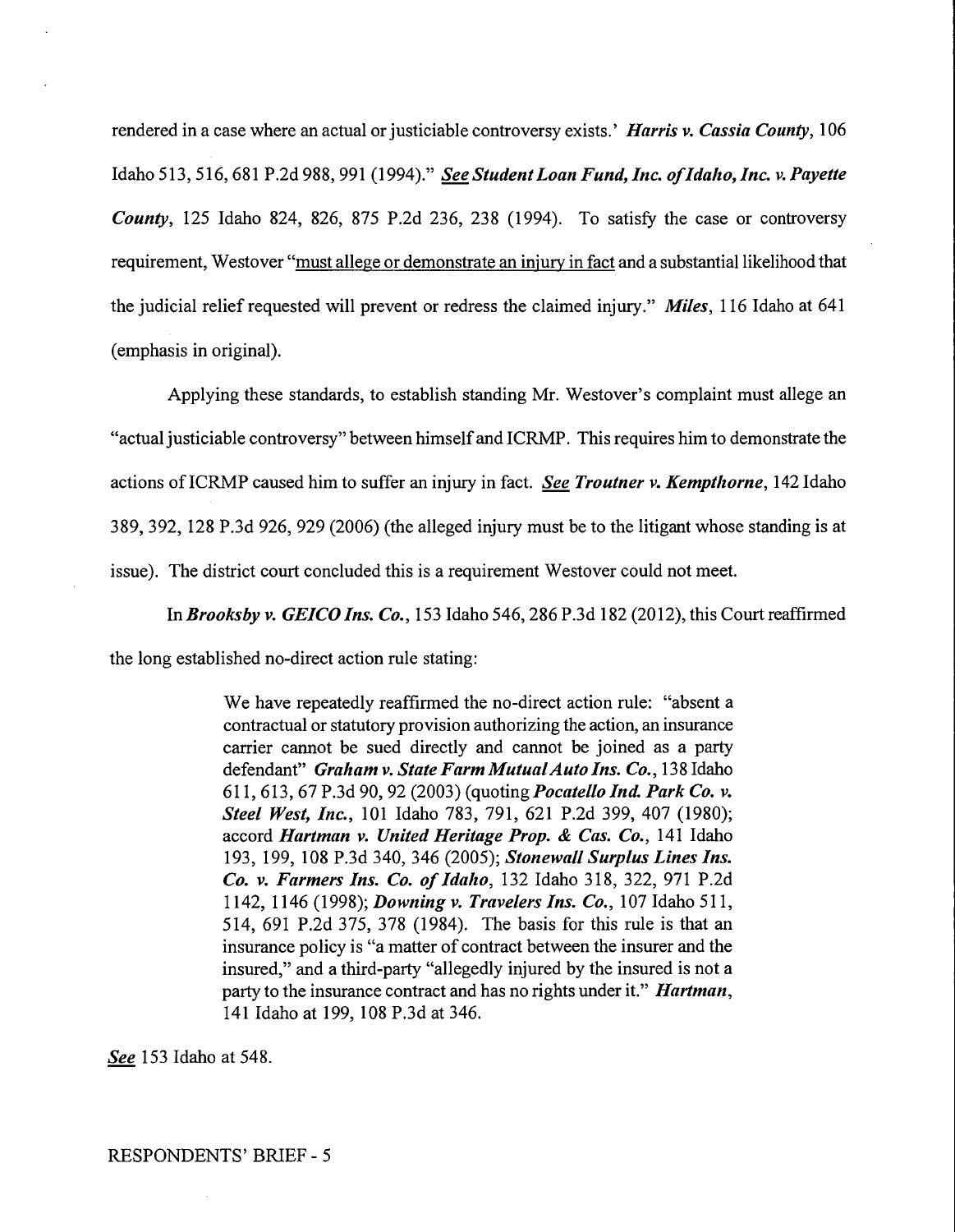rendered in a case where an actual or justiciable controversy exists.' ***Harris v. Cassia County***, 106 Idaho 513, 516, 681 P.2d 988, 991 (1994)." ***See Student Loan Fund, Inc. of Idaho, Inc. v. Payette County***, 125 Idaho 824, 826, 875 P.2d 236, 238 (1994). To satisfy the case or controversy requirement, Westover "must allege or demonstrate an injury in fact and a substantial likelihood that the judicial relief requested will prevent or redress the claimed injury." ***Miles***, 116 Idaho at 641 (emphasis in original).

Applying these standards, to establish standing Mr. Westover's complaint must allege an "actual justiciable controversy" between himself and ICRMP. This requires him to demonstrate the actions of ICRMP caused him to suffer an injury in fact. ***See Troutner v. Kempthorne***, 142 Idaho 389, 392, 128 P.3d 926, 929 (2006) (the alleged injury must be to the litigant whose standing is at issue). The district court concluded this is a requirement Westover could not meet.

In ***Brooksby v. GEICO Ins. Co.***, 153 Idaho 546, 286 P.3d 182 (2012), this Court reaffirmed the long established no-direct action rule stating:

> We have repeatedly reaffirmed the no-direct action rule: "absent a contractual or statutory provision authorizing the action, an insurance carrier cannot be sued directly and cannot be joined as a party defendant" ***Graham v. State Farm Mutual Auto Ins. Co.***, 138 Idaho 611, 613, 67 P.3d 90, 92 (2003) (quoting ***Pocatello Ind. Park Co. v. Steel West, Inc.***, 101 Idaho 783, 791, 621 P.2d 399, 407 (1980); accord ***Hartman v. United Heritage Prop. & Cas. Co.***, 141 Idaho 193, 199, 108 P.3d 340, 346 (2005); ***Stonewall Surplus Lines Ins. Co. v. Farmers Ins. Co. of Idaho***, 132 Idaho 318, 322, 971 P.2d 1142, 1146 (1998); ***Downing v. Travelers Ins. Co.***, 107 Idaho 511, 514, 691 P.2d 375, 378 (1984). The basis for this rule is that an insurance policy is "a matter of contract between the insurer and the insured," and a third-party "allegedly injured by the insured is not a party to the insurance contract and has no rights under it." ***Hartman***, 141 Idaho at 199, 108 P.3d at 346.

***See*** 153 Idaho at 548.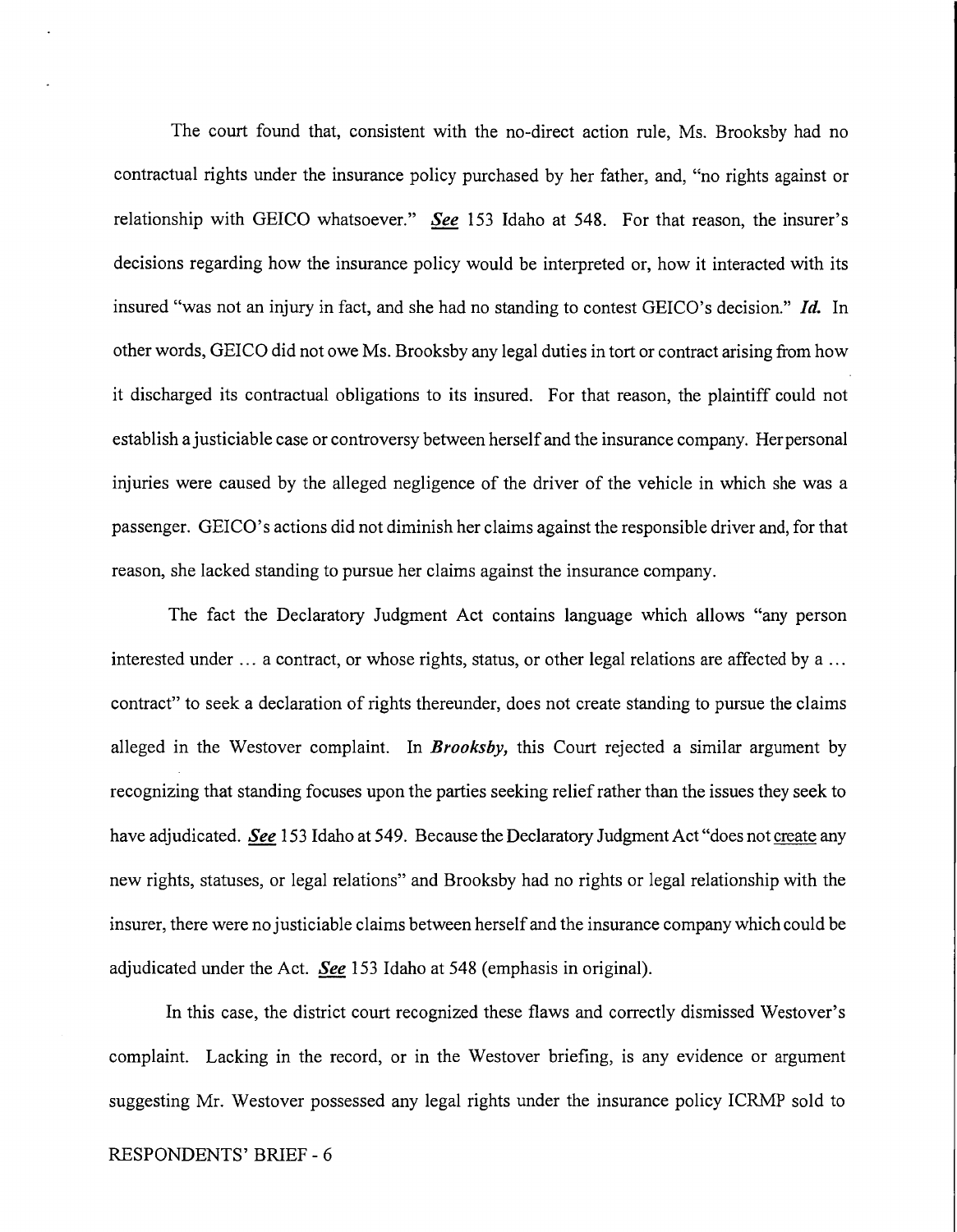The court found that, consistent with the no-direct action rule, Ms. Brooksby had no contractual rights under the insurance policy purchased by her father, and, "no rights against or relationship with GEICO whatsoever." ***See*** 153 Idaho at 548. For that reason, the insurer's decisions regarding how the insurance policy would be interpreted or, how it interacted with its insured "was not an injury in fact, and she had no standing to contest GEICO's decision." ***Id.*** In other words, GEICO did not owe Ms. Brooksby any legal duties in tort or contract arising from how it discharged its contractual obligations to its insured. For that reason, the plaintiff could not establish a justiciable case or controversy between herself and the insurance company. Her personal injuries were caused by the alleged negligence of the driver of the vehicle in which she was a passenger. GEICO's actions did not diminish her claims against the responsible driver and, for that reason, she lacked standing to pursue her claims against the insurance company.

The fact the Declaratory Judgment Act contains language which allows "any person interested under ... a contract, or whose rights, status, or other legal relations are affected by a ... contract" to seek a declaration of rights thereunder, does not create standing to pursue the claims alleged in the Westover complaint. In ***Brooksby,*** this Court rejected a similar argument by recognizing that standing focuses upon the parties seeking relief rather than the issues they seek to have adjudicated. ***See*** 153 Idaho at 549. Because the Declaratory Judgment Act "does not create any new rights, statuses, or legal relations" and Brooksby had no rights or legal relationship with the insurer, there were no justiciable claims between herself and the insurance company which could be adjudicated under the Act. ***See*** 153 Idaho at 548 (emphasis in original).

In this case, the district court recognized these flaws and correctly dismissed Westover's complaint. Lacking in the record, or in the Westover briefing, is any evidence or argument suggesting Mr. Westover possessed any legal rights under the insurance policy ICRMP sold to

RESPONDENTS' BRIEF - 6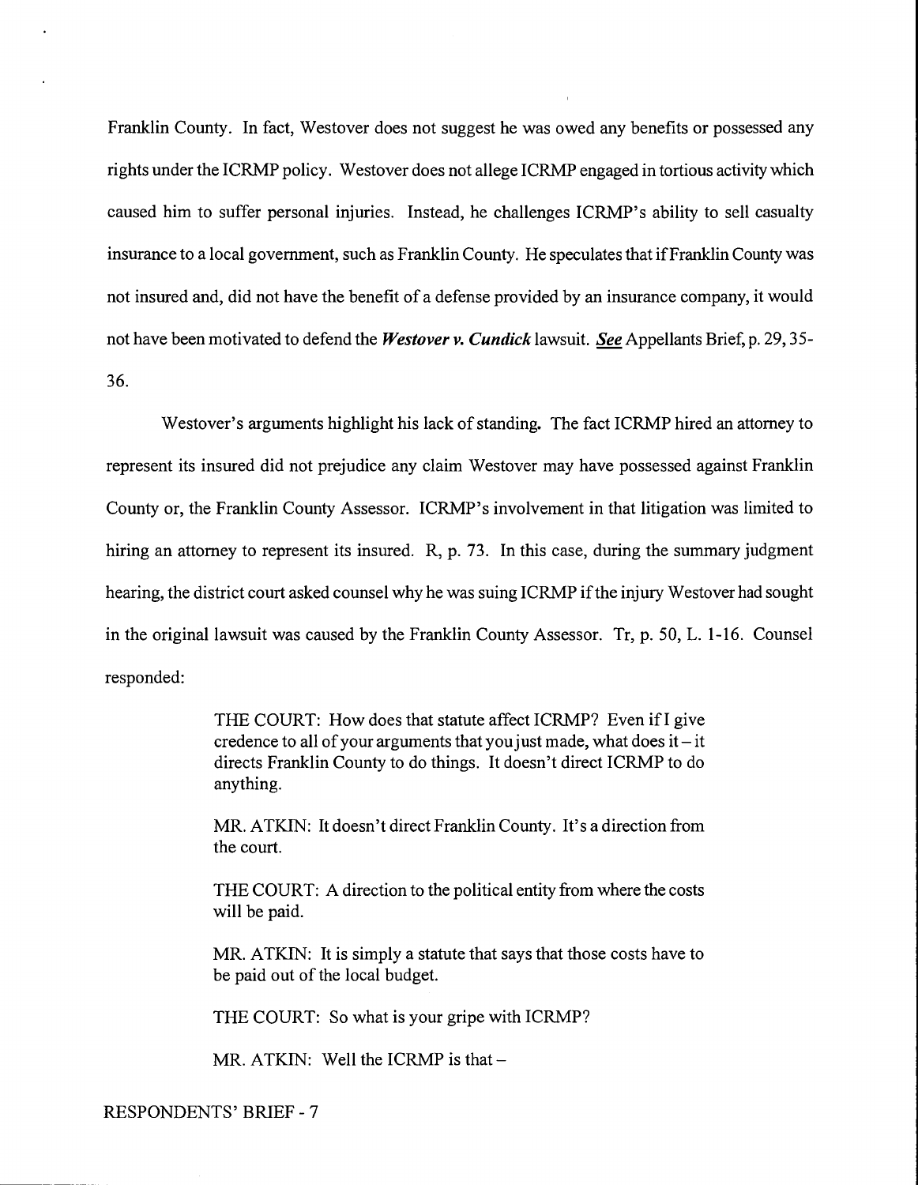Franklin County. In fact, Westover does not suggest he was owed any benefits or possessed any rights under the ICRMP policy. Westover does not allege ICRMP engaged in tortious activity which caused him to suffer personal injuries. Instead, he challenges ICRMP's ability to sell casualty insurance to a local government, such as Franklin County. He speculates that if Franklin County was not insured and, did not have the benefit of a defense provided by an insurance company, it would not have been motivated to defend the ***Westover v. Cundick*** lawsuit. ***See*** Appellants Brief, p. 29, 35-36.

Westover's arguments highlight his lack of standing. The fact ICRMP hired an attorney to represent its insured did not prejudice any claim Westover may have possessed against Franklin County or, the Franklin County Assessor. ICRMP's involvement in that litigation was limited to hiring an attorney to represent its insured. R, p. 73. In this case, during the summary judgment hearing, the district court asked counsel why he was suing ICRMP if the injury Westover had sought in the original lawsuit was caused by the Franklin County Assessor. Tr, p. 50, L. 1-16. Counsel responded:

> THE COURT: How does that statute affect ICRMP? Even if I give credence to all of your arguments that you just made, what does it – it directs Franklin County to do things. It doesn't direct ICRMP to do anything.
>
> MR. ATKIN: It doesn't direct Franklin County. It's a direction from the court.
>
> THE COURT: A direction to the political entity from where the costs will be paid.
>
> MR. ATKIN: It is simply a statute that says that those costs have to be paid out of the local budget.
>
> THE COURT: So what is your gripe with ICRMP?
>
> MR. ATKIN: Well the ICRMP is that –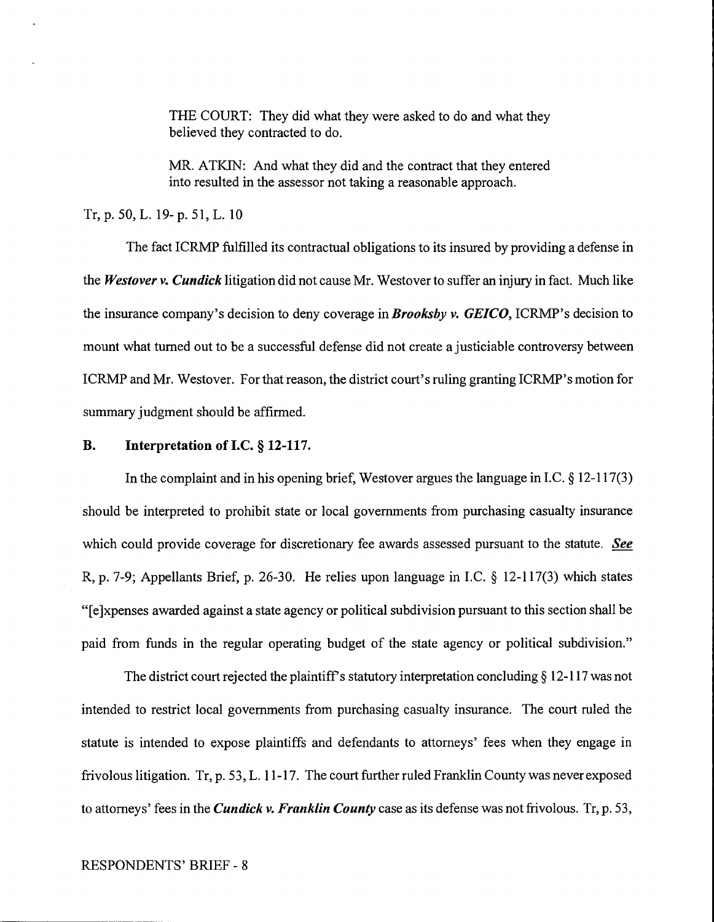THE COURT: They did what they were asked to do and what they believed they contracted to do.

MR. ATKIN: And what they did and the contract that they entered into resulted in the assessor not taking a reasonable approach.

Tr, p. 50, L. 19- p. 51, L. 10

The fact ICRMP fulfilled its contractual obligations to its insured by providing a defense in the ***Westover v. Cundick*** litigation did not cause Mr. Westover to suffer an injury in fact. Much like the insurance company's decision to deny coverage in ***Brooksby v. GEICO***, ICRMP's decision to mount what turned out to be a successful defense did not create a justiciable controversy between ICRMP and Mr. Westover. For that reason, the district court's ruling granting ICRMP's motion for summary judgment should be affirmed.

## B. Interpretation of I.C. § 12-117.

In the complaint and in his opening brief, Westover argues the language in I.C. § 12-117(3) should be interpreted to prohibit state or local governments from purchasing casualty insurance which could provide coverage for discretionary fee awards assessed pursuant to the statute. ***See*** R, p. 7-9; Appellants Brief, p. 26-30. He relies upon language in I.C. § 12-117(3) which states "[e]xpenses awarded against a state agency or political subdivision pursuant to this section shall be paid from funds in the regular operating budget of the state agency or political subdivision."

The district court rejected the plaintiff's statutory interpretation concluding § 12-117 was not intended to restrict local governments from purchasing casualty insurance. The court ruled the statute is intended to expose plaintiffs and defendants to attorneys' fees when they engage in frivolous litigation. Tr, p. 53, L. 11-17. The court further ruled Franklin County was never exposed to attorneys' fees in the ***Cundick v. Franklin County*** case as its defense was not frivolous. Tr, p. 53,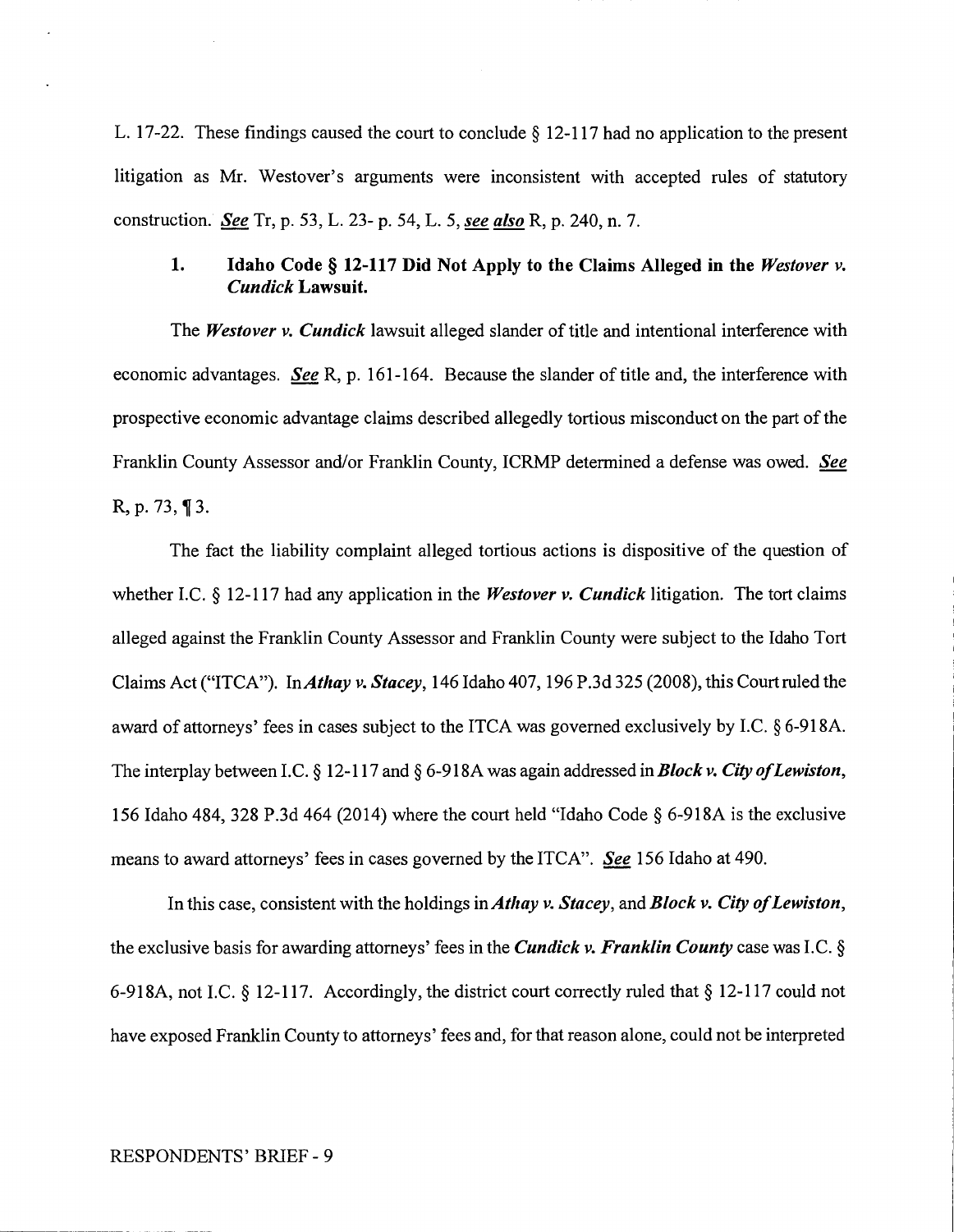L. 17-22. These findings caused the court to conclude § 12-117 had no application to the present litigation as Mr. Westover's arguments were inconsistent with accepted rules of statutory construction. *See* Tr, p. 53, L. 23- p. 54, L. 5, *see also* R, p. 240, n. 7.

### 1. Idaho Code § 12-117 Did Not Apply to the Claims Alleged in the *Westover v. Cundick* Lawsuit.

The ***Westover v. Cundick*** lawsuit alleged slander of title and intentional interference with economic advantages. *See* R, p. 161-164. Because the slander of title and, the interference with prospective economic advantage claims described allegedly tortious misconduct on the part of the Franklin County Assessor and/or Franklin County, ICRMP determined a defense was owed. *See* R, p. 73, ¶ 3.

The fact the liability complaint alleged tortious actions is dispositive of the question of whether I.C. § 12-117 had any application in the ***Westover v. Cundick*** litigation. The tort claims alleged against the Franklin County Assessor and Franklin County were subject to the Idaho Tort Claims Act ("ITCA"). In ***Athay v. Stacey***, 146 Idaho 407, 196 P.3d 325 (2008), this Court ruled the award of attorneys' fees in cases subject to the ITCA was governed exclusively by I.C. § 6-918A. The interplay between I.C. § 12-117 and § 6-918A was again addressed in ***Block v. City of Lewiston***, 156 Idaho 484, 328 P.3d 464 (2014) where the court held "Idaho Code § 6-918A is the exclusive means to award attorneys' fees in cases governed by the ITCA". *See* 156 Idaho at 490.

In this case, consistent with the holdings in ***Athay v. Stacey***, and ***Block v. City of Lewiston***, the exclusive basis for awarding attorneys' fees in the ***Cundick v. Franklin County*** case was I.C. § 6-918A, not I.C. § 12-117. Accordingly, the district court correctly ruled that § 12-117 could not have exposed Franklin County to attorneys' fees and, for that reason alone, could not be interpreted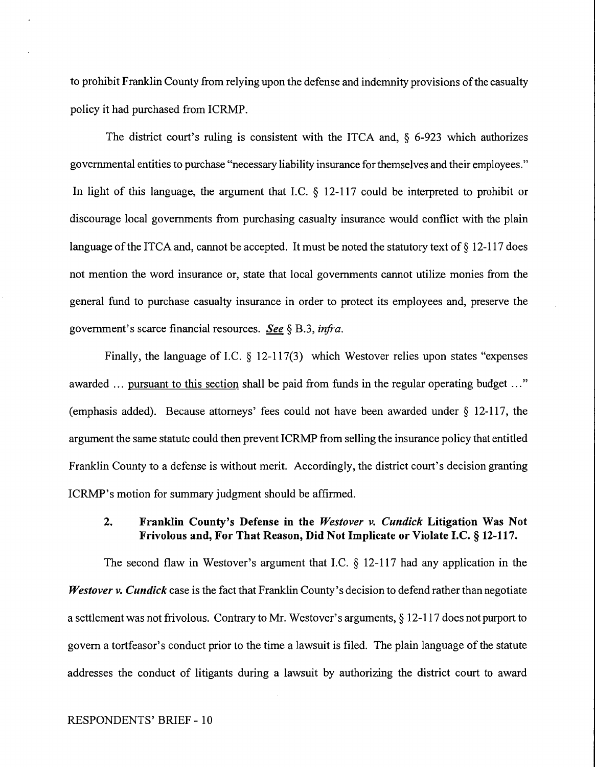to prohibit Franklin County from relying upon the defense and indemnity provisions of the casualty policy it had purchased from ICRMP.

The district court's ruling is consistent with the ITCA and, § 6-923 which authorizes governmental entities to purchase "necessary liability insurance for themselves and their employees." In light of this language, the argument that I.C. § 12-117 could be interpreted to prohibit or discourage local governments from purchasing casualty insurance would conflict with the plain language of the ITCA and, cannot be accepted. It must be noted the statutory text of § 12-117 does not mention the word insurance or, state that local governments cannot utilize monies from the general fund to purchase casualty insurance in order to protect its employees and, preserve the government's scarce financial resources. ***See*** § B.3, *infra*.

Finally, the language of I.C. § 12-117(3) which Westover relies upon states "expenses awarded ... pursuant to this section shall be paid from funds in the regular operating budget ..." (emphasis added). Because attorneys' fees could not have been awarded under § 12-117, the argument the same statute could then prevent ICRMP from selling the insurance policy that entitled Franklin County to a defense is without merit. Accordingly, the district court's decision granting ICRMP's motion for summary judgment should be affirmed.

### 2. Franklin County's Defense in the *Westover v. Cundick* Litigation Was Not Frivolous and, For That Reason, Did Not Implicate or Violate I.C. § 12-117.

The second flaw in Westover's argument that I.C. § 12-117 had any application in the ***Westover v. Cundick*** case is the fact that Franklin County's decision to defend rather than negotiate a settlement was not frivolous. Contrary to Mr. Westover's arguments, § 12-117 does not purport to govern a tortfeasor's conduct prior to the time a lawsuit is filed. The plain language of the statute addresses the conduct of litigants during a lawsuit by authorizing the district court to award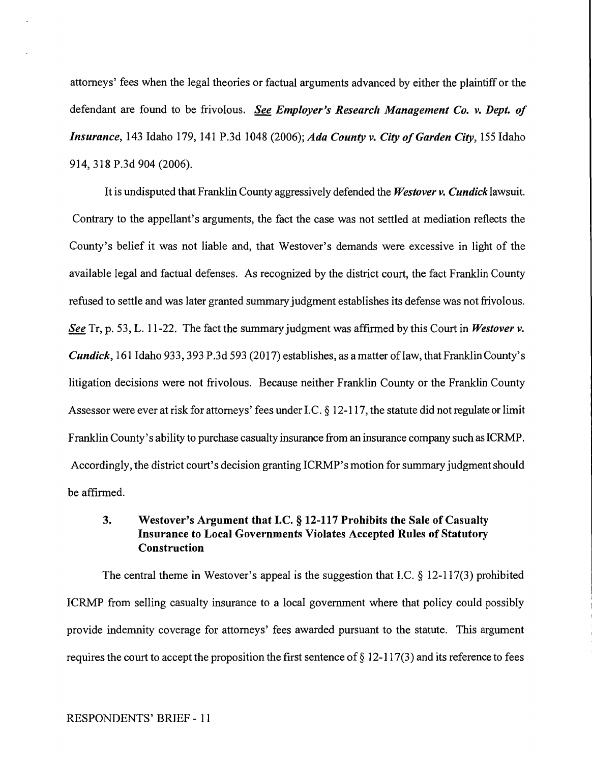attorneys' fees when the legal theories or factual arguments advanced by either the plaintiff or the defendant are found to be frivolous. ***See Employer's Research Management Co. v. Dept. of Insurance***, 143 Idaho 179, 141 P.3d 1048 (2006); ***Ada County v. City of Garden City***, 155 Idaho 914, 318 P.3d 904 (2006).

It is undisputed that Franklin County aggressively defended the ***Westover v. Cundick*** lawsuit. Contrary to the appellant's arguments, the fact the case was not settled at mediation reflects the County's belief it was not liable and, that Westover's demands were excessive in light of the available legal and factual defenses. As recognized by the district court, the fact Franklin County refused to settle and was later granted summary judgment establishes its defense was not frivolous. ***See*** Tr, p. 53, L. 11-22. The fact the summary judgment was affirmed by this Court in ***Westover v. Cundick***, 161 Idaho 933, 393 P.3d 593 (2017) establishes, as a matter of law, that Franklin County's litigation decisions were not frivolous. Because neither Franklin County or the Franklin County Assessor were ever at risk for attorneys' fees under I.C. § 12-117, the statute did not regulate or limit Franklin County's ability to purchase casualty insurance from an insurance company such as ICRMP. Accordingly, the district court's decision granting ICRMP's motion for summary judgment should be affirmed.

### 3. Westover's Argument that I.C. § 12-117 Prohibits the Sale of Casualty Insurance to Local Governments Violates Accepted Rules of Statutory Construction

The central theme in Westover's appeal is the suggestion that I.C. § 12-117(3) prohibited ICRMP from selling casualty insurance to a local government where that policy could possibly provide indemnity coverage for attorneys' fees awarded pursuant to the statute. This argument requires the court to accept the proposition the first sentence of § 12-117(3) and its reference to fees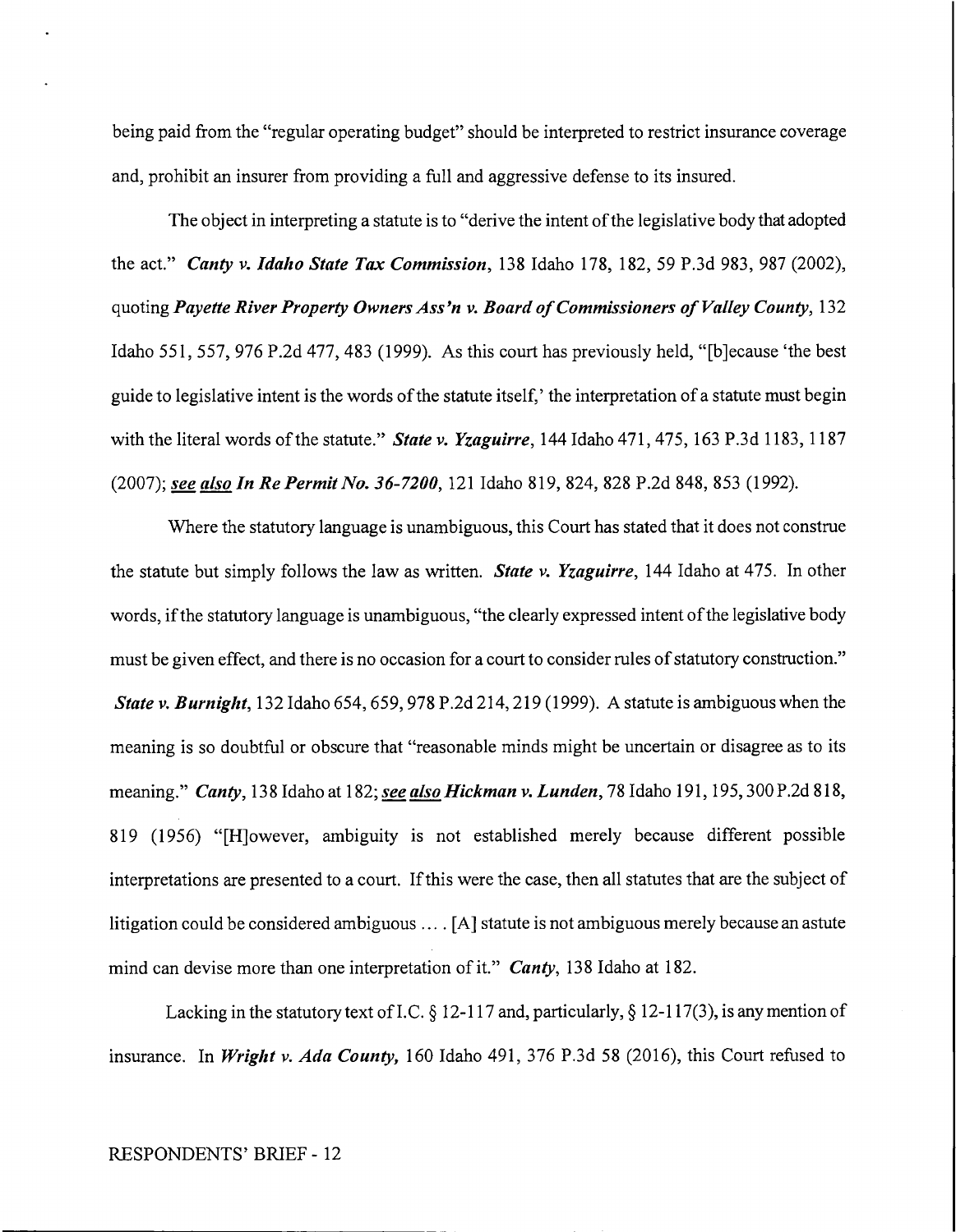being paid from the "regular operating budget" should be interpreted to restrict insurance coverage and, prohibit an insurer from providing a full and aggressive defense to its insured.

The object in interpreting a statute is to "derive the intent of the legislative body that adopted the act." ***Canty v. Idaho State Tax Commission***, 138 Idaho 178, 182, 59 P.3d 983, 987 (2002), quoting ***Payette River Property Owners Ass'n v. Board of Commissioners of Valley County***, 132 Idaho 551, 557, 976 P.2d 477, 483 (1999). As this court has previously held, "[b]ecause 'the best guide to legislative intent is the words of the statute itself,' the interpretation of a statute must begin with the literal words of the statute." ***State v. Yzaguirre***, 144 Idaho 471, 475, 163 P.3d 1183, 1187 (2007); ***see also In Re Permit No. 36-7200***, 121 Idaho 819, 824, 828 P.2d 848, 853 (1992).

Where the statutory language is unambiguous, this Court has stated that it does not construe the statute but simply follows the law as written. ***State v. Yzaguirre***, 144 Idaho at 475. In other words, if the statutory language is unambiguous, "the clearly expressed intent of the legislative body must be given effect, and there is no occasion for a court to consider rules of statutory construction." ***State v. Burnight***, 132 Idaho 654, 659, 978 P.2d 214, 219 (1999). A statute is ambiguous when the meaning is so doubtful or obscure that "reasonable minds might be uncertain or disagree as to its meaning." ***Canty***, 138 Idaho at 182; ***see also Hickman v. Lunden***, 78 Idaho 191, 195, 300 P.2d 818, 819 (1956) "[H]owever, ambiguity is not established merely because different possible interpretations are presented to a court. If this were the case, then all statutes that are the subject of litigation could be considered ambiguous .... [A] statute is not ambiguous merely because an astute mind can devise more than one interpretation of it." ***Canty***, 138 Idaho at 182.

Lacking in the statutory text of I.C. § 12-117 and, particularly, § 12-117(3), is any mention of insurance. In ***Wright v. Ada County***, 160 Idaho 491, 376 P.3d 58 (2016), this Court refused to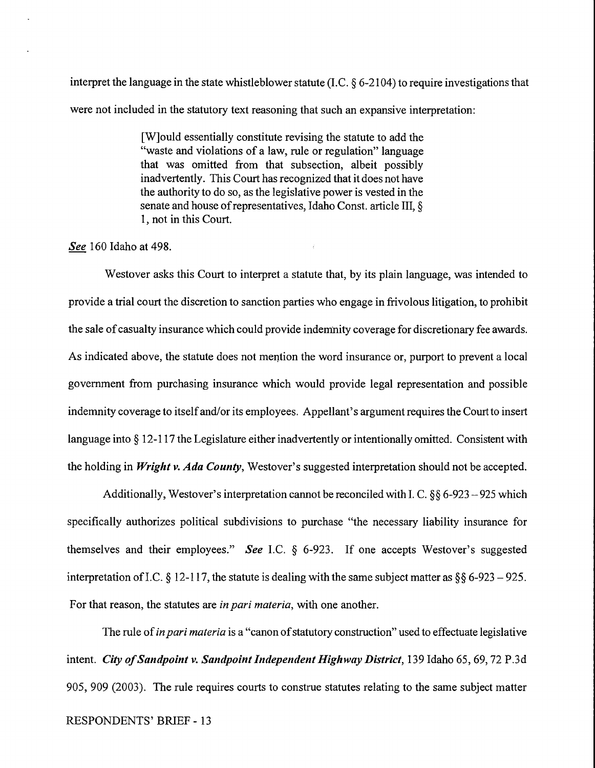interpret the language in the state whistleblower statute (I.C. § 6-2104) to require investigations that were not included in the statutory text reasoning that such an expansive interpretation:

> [W]ould essentially constitute revising the statute to add the "waste and violations of a law, rule or regulation" language that was omitted from that subsection, albeit possibly inadvertently. This Court has recognized that it does not have the authority to do so, as the legislative power is vested in the senate and house of representatives, Idaho Const. article III, § 1, not in this Court.

***See*** 160 Idaho at 498.

Westover asks this Court to interpret a statute that, by its plain language, was intended to provide a trial court the discretion to sanction parties who engage in frivolous litigation, to prohibit the sale of casualty insurance which could provide indemnity coverage for discretionary fee awards. As indicated above, the statute does not mention the word insurance or, purport to prevent a local government from purchasing insurance which would provide legal representation and possible indemnity coverage to itself and/or its employees. Appellant's argument requires the Court to insert language into § 12-117 the Legislature either inadvertently or intentionally omitted. Consistent with the holding in ***Wright v. Ada County***, Westover's suggested interpretation should not be accepted.

Additionally, Westover's interpretation cannot be reconciled with I. C. §§ 6-923 – 925 which specifically authorizes political subdivisions to purchase "the necessary liability insurance for themselves and their employees." ***See*** I.C. § 6-923. If one accepts Westover's suggested interpretation of I.C. § 12-117, the statute is dealing with the same subject matter as §§ 6-923 – 925. For that reason, the statutes are *in pari materia*, with one another.

The rule of *in pari materia* is a "canon of statutory construction" used to effectuate legislative intent. ***City of Sandpoint v. Sandpoint Independent Highway District***, 139 Idaho 65, 69, 72 P.3d 905, 909 (2003). The rule requires courts to construe statutes relating to the same subject matter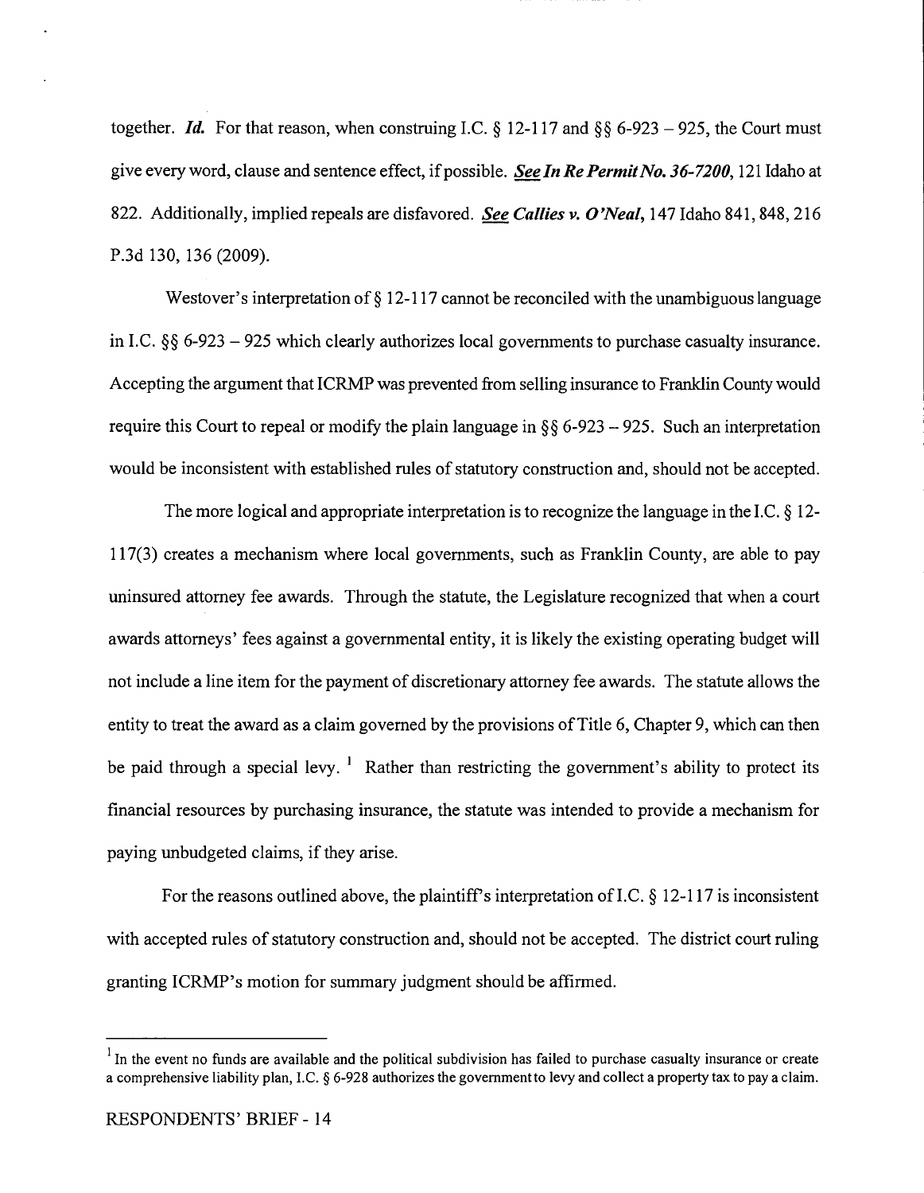together. ***Id.*** For that reason, when construing I.C. § 12-117 and §§ 6-923 – 925, the Court must give every word, clause and sentence effect, if possible. ***See In Re Permit No. 36-7200***, 121 Idaho at 822. Additionally, implied repeals are disfavored. ***See Callies v. O'Neal***, 147 Idaho 841, 848, 216 P.3d 130, 136 (2009).

Westover's interpretation of § 12-117 cannot be reconciled with the unambiguous language in I.C. §§ 6-923 – 925 which clearly authorizes local governments to purchase casualty insurance. Accepting the argument that ICRMP was prevented from selling insurance to Franklin County would require this Court to repeal or modify the plain language in §§ 6-923 – 925. Such an interpretation would be inconsistent with established rules of statutory construction and, should not be accepted.

The more logical and appropriate interpretation is to recognize the language in the I.C. § 12-117(3) creates a mechanism where local governments, such as Franklin County, are able to pay uninsured attorney fee awards. Through the statute, the Legislature recognized that when a court awards attorneys' fees against a governmental entity, it is likely the existing operating budget will not include a line item for the payment of discretionary attorney fee awards. The statute allows the entity to treat the award as a claim governed by the provisions of Title 6, Chapter 9, which can then be paid through a special levy. [1] Rather than restricting the government's ability to protect its financial resources by purchasing insurance, the statute was intended to provide a mechanism for paying unbudgeted claims, if they arise.

For the reasons outlined above, the plaintiff's interpretation of I.C. § 12-117 is inconsistent with accepted rules of statutory construction and, should not be accepted. The district court ruling granting ICRMP's motion for summary judgment should be affirmed.

---

[1] In the event no funds are available and the political subdivision has failed to purchase casualty insurance or create a comprehensive liability plan, I.C. § 6-928 authorizes the government to levy and collect a property tax to pay a claim.

RESPONDENTS' BRIEF - 14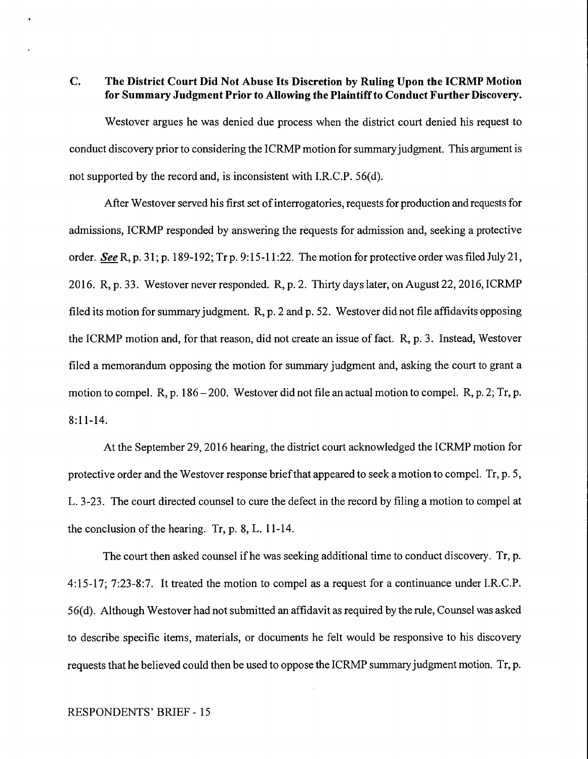### C. The District Court Did Not Abuse Its Discretion by Ruling Upon the ICRMP Motion for Summary Judgment Prior to Allowing the Plaintiff to Conduct Further Discovery.

Westover argues he was denied due process when the district court denied his request to conduct discovery prior to considering the ICRMP motion for summary judgment. This argument is not supported by the record and, is inconsistent with I.R.C.P. 56(d).

After Westover served his first set of interrogatories, requests for production and requests for admissions, ICRMP responded by answering the requests for admission and, seeking a protective order. ***See*** R, p. 31; p. 189-192; Tr p. 9:15-11:22. The motion for protective order was filed July 21, 2016. R, p. 33. Westover never responded. R, p. 2. Thirty days later, on August 22, 2016, ICRMP filed its motion for summary judgment. R, p. 2 and p. 52. Westover did not file affidavits opposing the ICRMP motion and, for that reason, did not create an issue of fact. R, p. 3. Instead, Westover filed a memorandum opposing the motion for summary judgment and, asking the court to grant a motion to compel. R, p. 186 – 200. Westover did not file an actual motion to compel. R, p. 2; Tr, p. 8:11-14.

At the September 29, 2016 hearing, the district court acknowledged the ICRMP motion for protective order and the Westover response brief that appeared to seek a motion to compel. Tr, p. 5, L. 3-23. The court directed counsel to cure the defect in the record by filing a motion to compel at the conclusion of the hearing. Tr, p. 8, L. 11-14.

The court then asked counsel if he was seeking additional time to conduct discovery. Tr, p. 4:15-17; 7:23-8:7. It treated the motion to compel as a request for a continuance under I.R.C.P. 56(d). Although Westover had not submitted an affidavit as required by the rule, Counsel was asked to describe specific items, materials, or documents he felt would be responsive to his discovery requests that he believed could then be used to oppose the ICRMP summary judgment motion. Tr, p.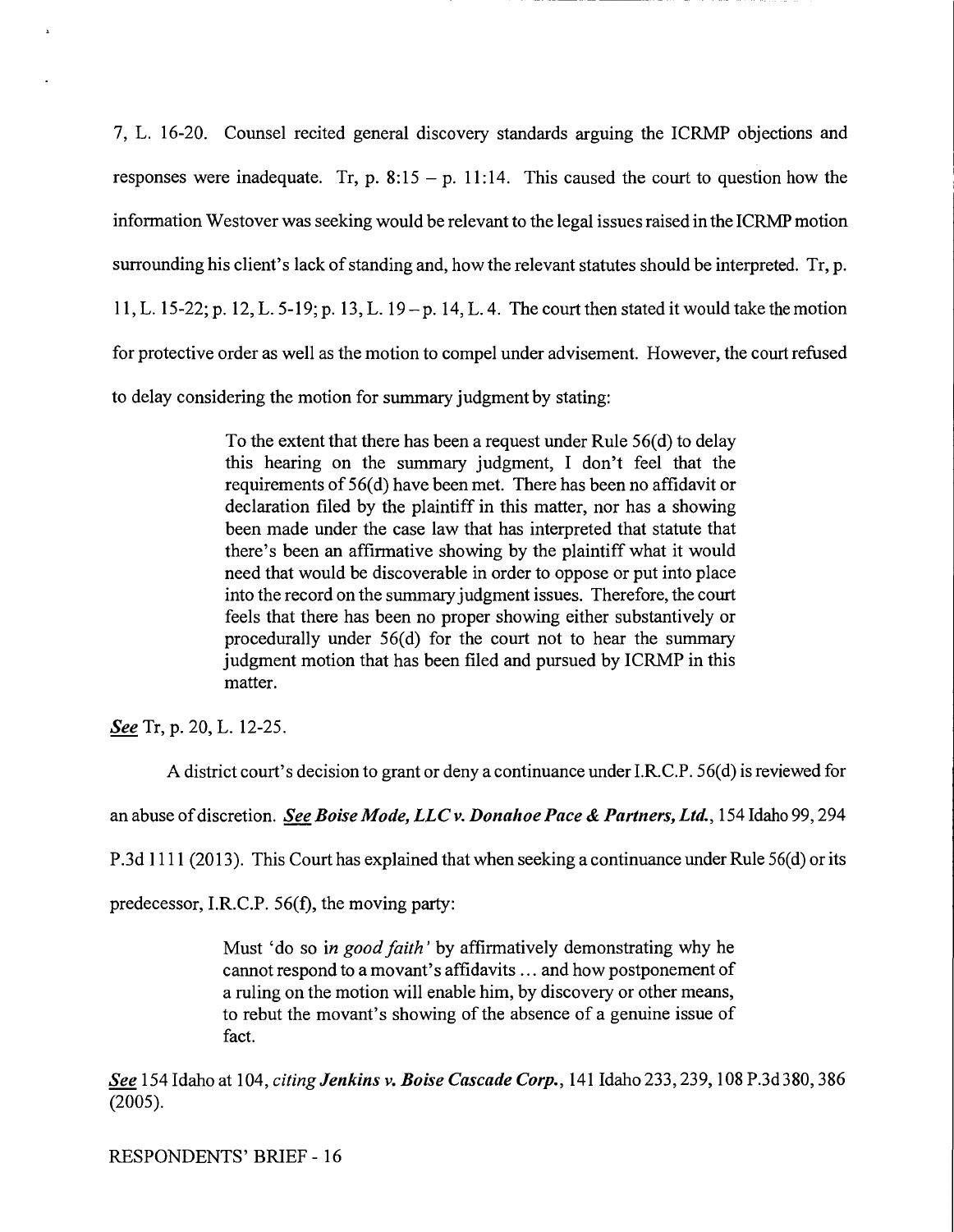7, L. 16-20. Counsel recited general discovery standards arguing the ICRMP objections and responses were inadequate. Tr, p. 8:15 – p. 11:14. This caused the court to question how the information Westover was seeking would be relevant to the legal issues raised in the ICRMP motion surrounding his client's lack of standing and, how the relevant statutes should be interpreted. Tr, p. 11, L. 15-22; p. 12, L. 5-19; p. 13, L. 19 – p. 14, L. 4. The court then stated it would take the motion for protective order as well as the motion to compel under advisement. However, the court refused to delay considering the motion for summary judgment by stating:

> To the extent that there has been a request under Rule 56(d) to delay this hearing on the summary judgment, I don't feel that the requirements of 56(d) have been met. There has been no affidavit or declaration filed by the plaintiff in this matter, nor has a showing been made under the case law that has interpreted that statute that there's been an affirmative showing by the plaintiff what it would need that would be discoverable in order to oppose or put into place into the record on the summary judgment issues. Therefore, the court feels that there has been no proper showing either substantively or procedurally under 56(d) for the court not to hear the summary judgment motion that has been filed and pursued by ICRMP in this matter.

***See*** Tr, p. 20, L. 12-25.

A district court's decision to grant or deny a continuance under I.R.C.P. 56(d) is reviewed for an abuse of discretion. ***See Boise Mode, LLC v. Donahoe Pace & Partners, Ltd.***, 154 Idaho 99, 294 P.3d 1111 (2013). This Court has explained that when seeking a continuance under Rule 56(d) or its predecessor, I.R.C.P. 56(f), the moving party:

> Must 'do so i*n good faith'* by affirmatively demonstrating why he cannot respond to a movant's affidavits … and how postponement of a ruling on the motion will enable him, by discovery or other means, to rebut the movant's showing of the absence of a genuine issue of fact.

***See*** 154 Idaho at 104, *citing* ***Jenkins v. Boise Cascade Corp.***, 141 Idaho 233, 239, 108 P.3d 380, 386 (2005).

RESPONDENTS' BRIEF - 16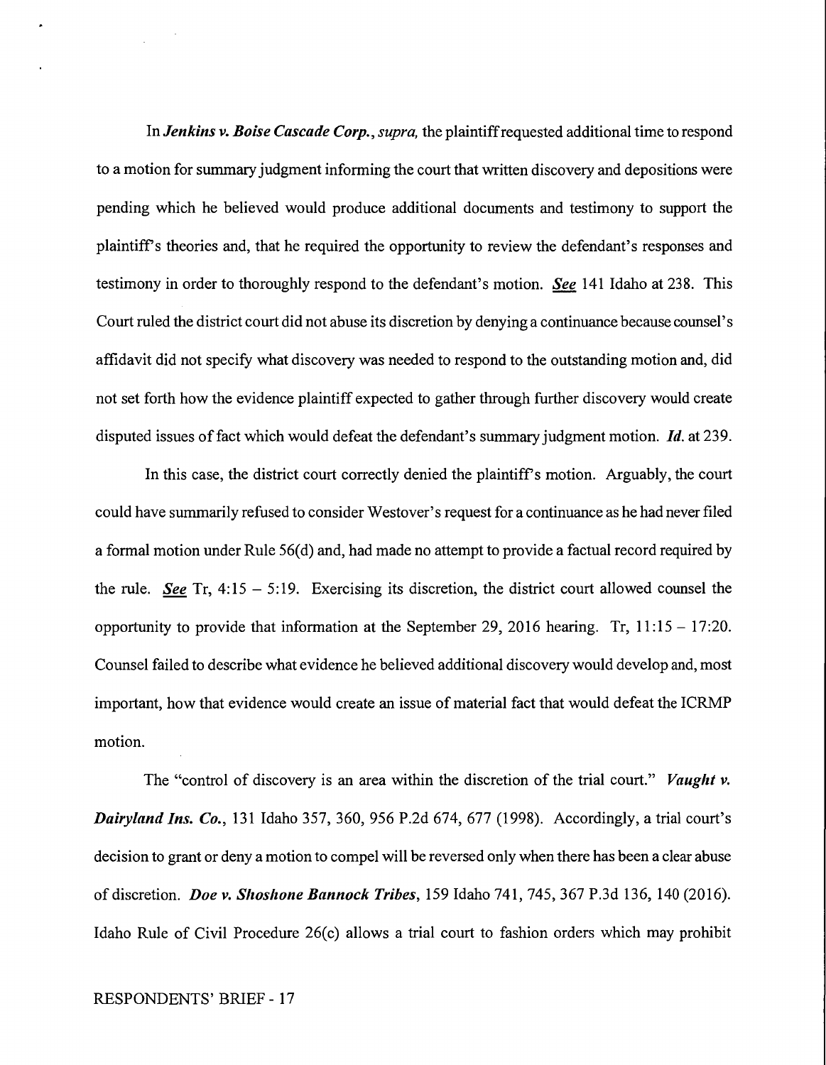In ***Jenkins v. Boise Cascade Corp.***, *supra,* the plaintiff requested additional time to respond to a motion for summary judgment informing the court that written discovery and depositions were pending which he believed would produce additional documents and testimony to support the plaintiff's theories and, that he required the opportunity to review the defendant's responses and testimony in order to thoroughly respond to the defendant's motion. ***See*** 141 Idaho at 238. This Court ruled the district court did not abuse its discretion by denying a continuance because counsel's affidavit did not specify what discovery was needed to respond to the outstanding motion and, did not set forth how the evidence plaintiff expected to gather through further discovery would create disputed issues of fact which would defeat the defendant's summary judgment motion. ***Id.*** at 239.

In this case, the district court correctly denied the plaintiff's motion. Arguably, the court could have summarily refused to consider Westover's request for a continuance as he had never filed a formal motion under Rule 56(d) and, had made no attempt to provide a factual record required by the rule. ***See*** Tr, 4:15 – 5:19. Exercising its discretion, the district court allowed counsel the opportunity to provide that information at the September 29, 2016 hearing. Tr, 11:15 – 17:20. Counsel failed to describe what evidence he believed additional discovery would develop and, most important, how that evidence would create an issue of material fact that would defeat the ICRMP motion.

The "control of discovery is an area within the discretion of the trial court." ***Vaught v. Dairyland Ins. Co.***, 131 Idaho 357, 360, 956 P.2d 674, 677 (1998). Accordingly, a trial court's decision to grant or deny a motion to compel will be reversed only when there has been a clear abuse of discretion. ***Doe v. Shoshone Bannock Tribes***, 159 Idaho 741, 745, 367 P.3d 136, 140 (2016). Idaho Rule of Civil Procedure 26(c) allows a trial court to fashion orders which may prohibit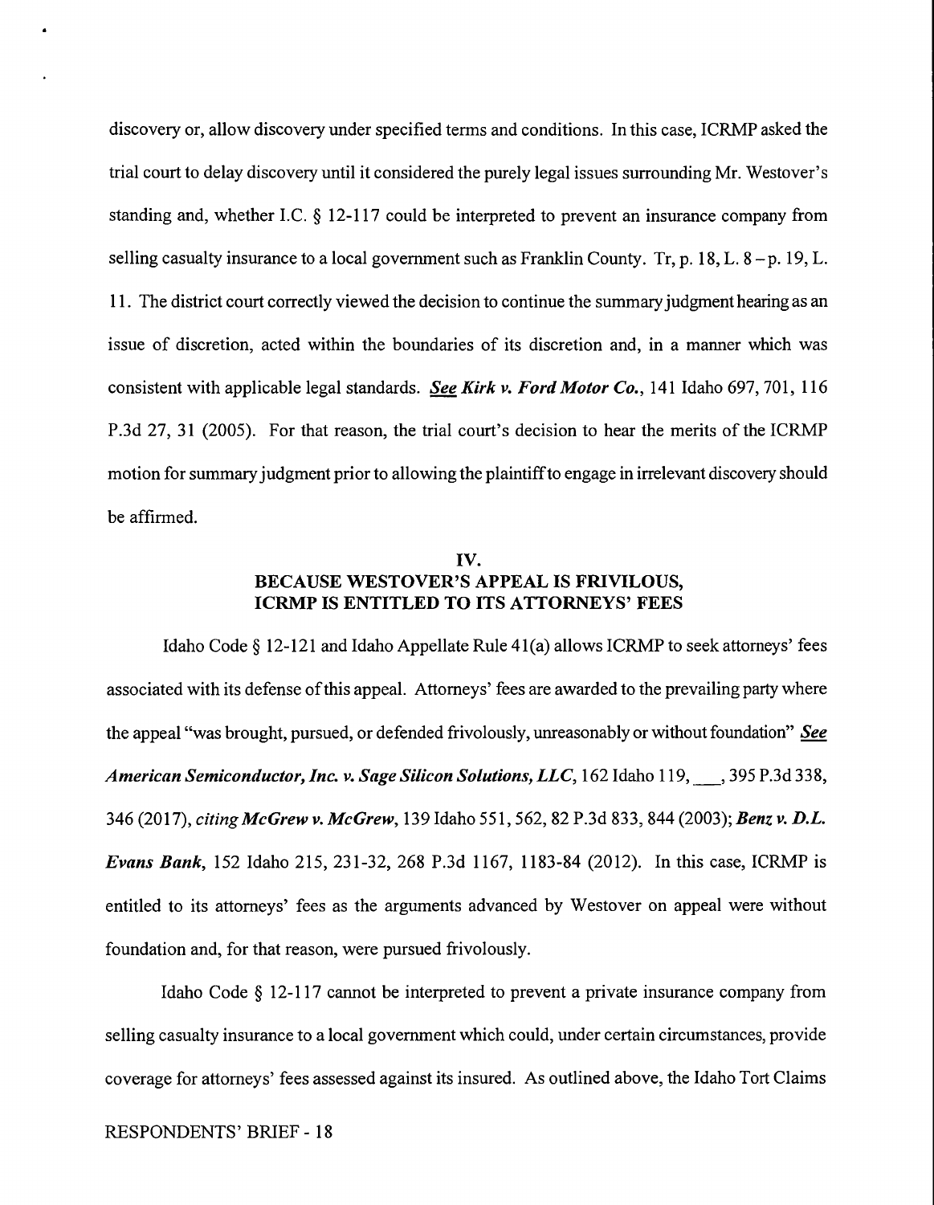discovery or, allow discovery under specified terms and conditions. In this case, ICRMP asked the trial court to delay discovery until it considered the purely legal issues surrounding Mr. Westover's standing and, whether I.C. § 12-117 could be interpreted to prevent an insurance company from selling casualty insurance to a local government such as Franklin County. Tr, p. 18, L. 8 – p. 19, L. 11. The district court correctly viewed the decision to continue the summary judgment hearing as an issue of discretion, acted within the boundaries of its discretion and, in a manner which was consistent with applicable legal standards. ***See Kirk v. Ford Motor Co.***, 141 Idaho 697, 701, 116 P.3d 27, 31 (2005). For that reason, the trial court's decision to hear the merits of the ICRMP motion for summary judgment prior to allowing the plaintiff to engage in irrelevant discovery should be affirmed.

## IV. BECAUSE WESTOVER'S APPEAL IS FRIVILOUS, ICRMP IS ENTITLED TO ITS ATTORNEYS' FEES

Idaho Code § 12-121 and Idaho Appellate Rule 41(a) allows ICRMP to seek attorneys' fees associated with its defense of this appeal. Attorneys' fees are awarded to the prevailing party where the appeal "was brought, pursued, or defended frivolously, unreasonably or without foundation" ***See American Semiconductor, Inc. v. Sage Silicon Solutions, LLC***, 162 Idaho 119, \_\_\_, 395 P.3d 338, 346 (2017), *citing* ***McGrew v. McGrew***, 139 Idaho 551, 562, 82 P.3d 833, 844 (2003); ***Benz v. D.L. Evans Bank***, 152 Idaho 215, 231-32, 268 P.3d 1167, 1183-84 (2012). In this case, ICRMP is entitled to its attorneys' fees as the arguments advanced by Westover on appeal were without foundation and, for that reason, were pursued frivolously.

Idaho Code § 12-117 cannot be interpreted to prevent a private insurance company from selling casualty insurance to a local government which could, under certain circumstances, provide coverage for attorneys' fees assessed against its insured. As outlined above, the Idaho Tort Claims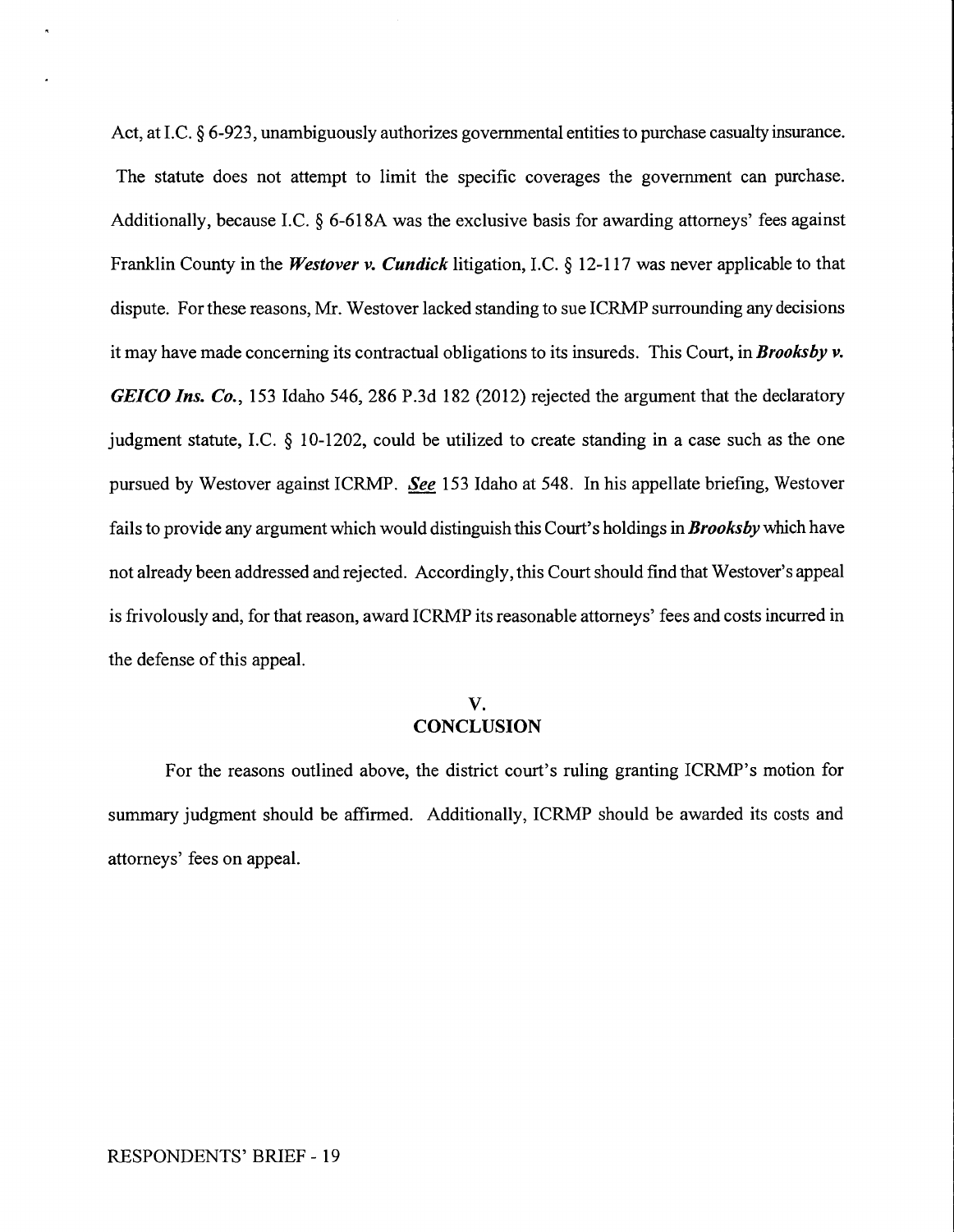Act, at I.C. § 6-923, unambiguously authorizes governmental entities to purchase casualty insurance. The statute does not attempt to limit the specific coverages the government can purchase. Additionally, because I.C. § 6-618A was the exclusive basis for awarding attorneys' fees against Franklin County in the ***Westover v. Cundick*** litigation, I.C. § 12-117 was never applicable to that dispute. For these reasons, Mr. Westover lacked standing to sue ICRMP surrounding any decisions it may have made concerning its contractual obligations to its insureds. This Court, in ***Brooksby v. GEICO Ins. Co.***, 153 Idaho 546, 286 P.3d 182 (2012) rejected the argument that the declaratory judgment statute, I.C. § 10-1202, could be utilized to create standing in a case such as the one pursued by Westover against ICRMP. ***See*** 153 Idaho at 548. In his appellate briefing, Westover fails to provide any argument which would distinguish this Court's holdings in ***Brooksby*** which have not already been addressed and rejected. Accordingly, this Court should find that Westover's appeal is frivolously and, for that reason, award ICRMP its reasonable attorneys' fees and costs incurred in the defense of this appeal.

## V.
## CONCLUSION

For the reasons outlined above, the district court's ruling granting ICRMP's motion for summary judgment should be affirmed. Additionally, ICRMP should be awarded its costs and attorneys' fees on appeal.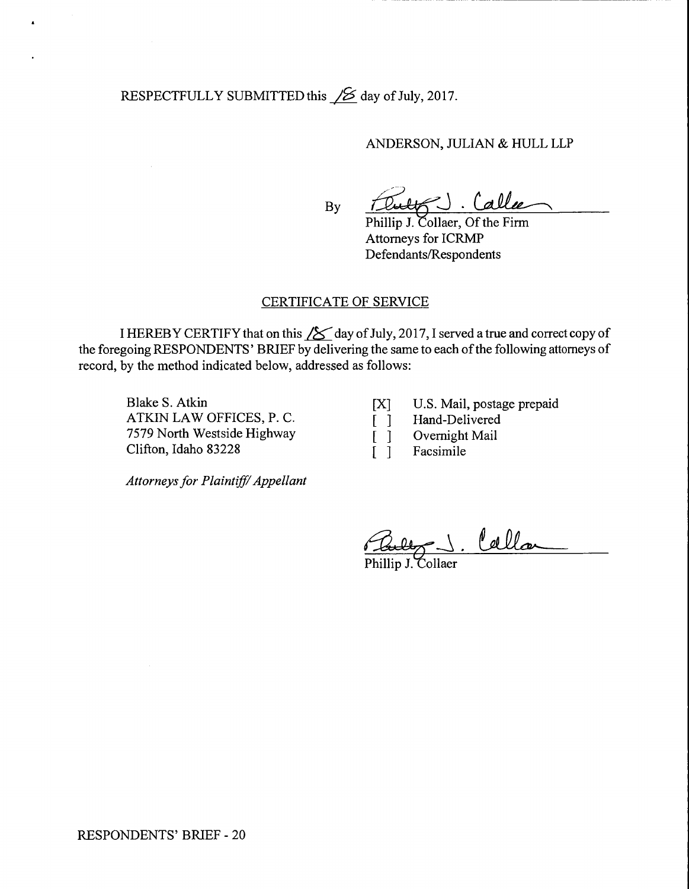RESPECTFULLY SUBMITTED this 18 day of July, 2017.

ANDERSON, JULIAN & HULL LLP

By Phillip J. Collaer

Phillip J. Collaer, Of the Firm
Attorneys for ICRMP
Defendants/Respondents

## CERTIFICATE OF SERVICE

I HEREBY CERTIFY that on this 18 day of July, 2017, I served a true and correct copy of the foregoing RESPONDENTS' BRIEF by delivering the same to each of the following attorneys of record, by the method indicated below, addressed as follows:

| | |
|---|---|
| Blake S. Atkin<br>ATKIN LAW OFFICES, P. C.<br>7579 North Westside Highway<br>Clifton, Idaho 83228<br><br>*Attorneys for Plaintiff/ Appellant* | [X] U.S. Mail, postage prepaid<br>[ ] Hand-Delivered<br>[ ] Overnight Mail<br>[ ] Facsimile |

Phillip J. Collaer

Phillip J. Collaer